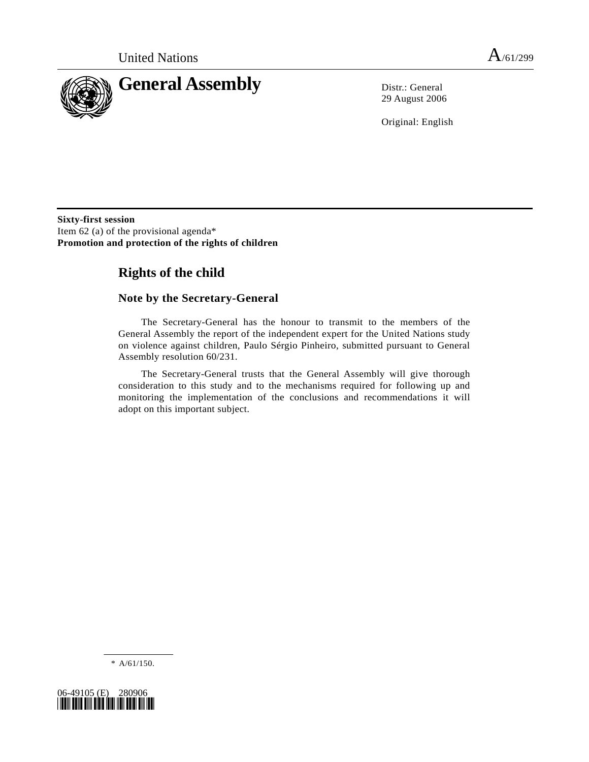United Nations A/61/299

# General Assembly

Distr.: General
29 August 2006

Original: English

**Sixty-first session**
Item 62 (a) of the provisional agenda*
**Promotion and protection of the rights of children**

## Rights of the child

### Note by the Secretary-General

The Secretary-General has the honour to transmit to the members of the General Assembly the report of the independent expert for the United Nations study on violence against children, Paulo Sérgio Pinheiro, submitted pursuant to General Assembly resolution 60/231.

The Secretary-General trusts that the General Assembly will give thorough consideration to this study and to the mechanisms required for following up and monitoring the implementation of the conclusions and recommendations it will adopt on this important subject.

* A/61/150.

06-49105 (E) 280906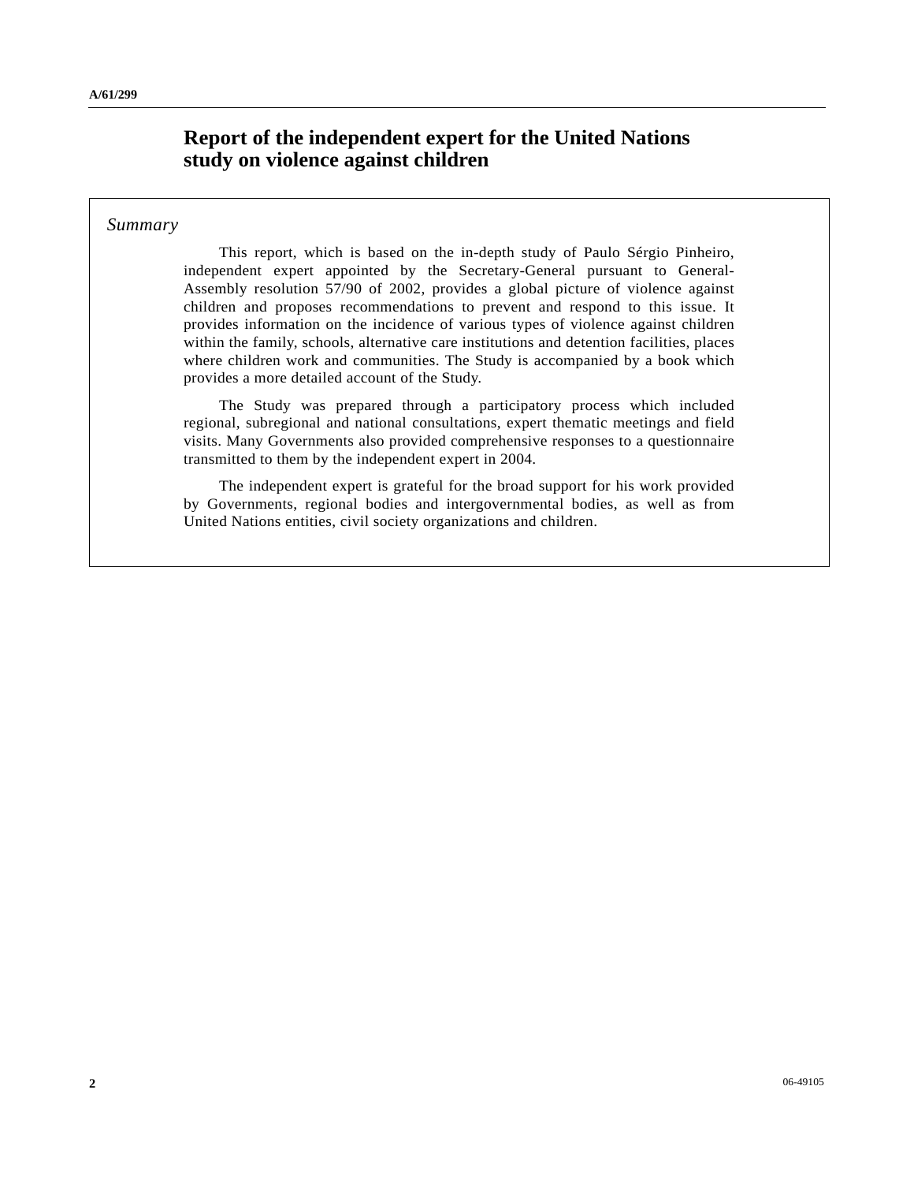# Report of the independent expert for the United Nations study on violence against children

*Summary*

This report, which is based on the in-depth study of Paulo Sérgio Pinheiro, independent expert appointed by the Secretary-General pursuant to General-Assembly resolution 57/90 of 2002, provides a global picture of violence against children and proposes recommendations to prevent and respond to this issue. It provides information on the incidence of various types of violence against children within the family, schools, alternative care institutions and detention facilities, places where children work and communities. The Study is accompanied by a book which provides a more detailed account of the Study.

The Study was prepared through a participatory process which included regional, subregional and national consultations, expert thematic meetings and field visits. Many Governments also provided comprehensive responses to a questionnaire transmitted to them by the independent expert in 2004.

The independent expert is grateful for the broad support for his work provided by Governments, regional bodies and intergovernmental bodies, as well as from United Nations entities, civil society organizations and children.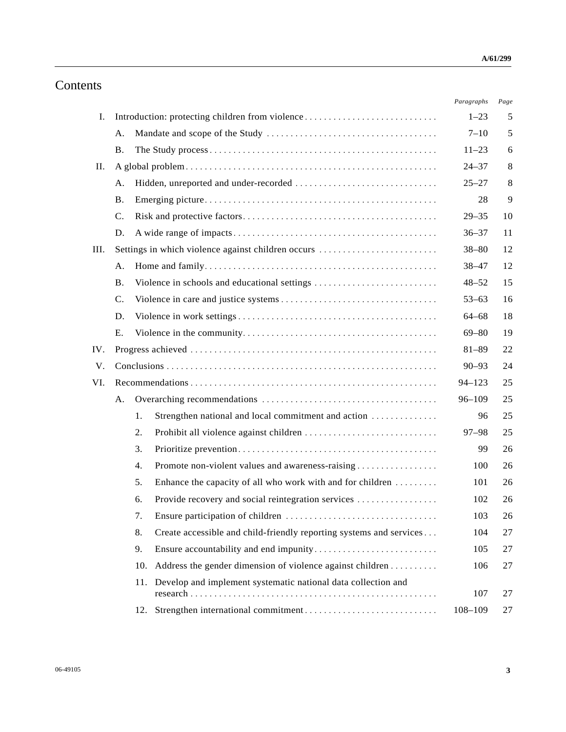# Contents

| | | | | Paragraphs | Page |
|---|---|---|---|---|---|
| I. | Introduction: protecting children from violence | | | 1–23 | 5 |
| | A. | Mandate and scope of the Study | | 7–10 | 5 |
| | B. | The Study process | | 11–23 | 6 |
| II. | A global problem | | | 24–37 | 8 |
| | A. | Hidden, unreported and under-recorded | | 25–27 | 8 |
| | B. | Emerging picture | | 28 | 9 |
| | C. | Risk and protective factors | | 29–35 | 10 |
| | D. | A wide range of impacts | | 36–37 | 11 |
| III. | Settings in which violence against children occurs | | | 38–80 | 12 |
| | A. | Home and family | | 38–47 | 12 |
| | B. | Violence in schools and educational settings | | 48–52 | 15 |
| | C. | Violence in care and justice systems | | 53–63 | 16 |
| | D. | Violence in work settings | | 64–68 | 18 |
| | E. | Violence in the community | | 69–80 | 19 |
| IV. | Progress achieved | | | 81–89 | 22 |
| V. | Conclusions | | | 90–93 | 24 |
| VI. | Recommendations | | | 94–123 | 25 |
| | A. | Overarching recommendations | | 96–109 | 25 |
| | | 1. | Strengthen national and local commitment and action | 96 | 25 |
| | | 2. | Prohibit all violence against children | 97–98 | 25 |
| | | 3. | Prioritize prevention | 99 | 26 |
| | | 4. | Promote non-violent values and awareness-raising | 100 | 26 |
| | | 5. | Enhance the capacity of all who work with and for children | 101 | 26 |
| | | 6. | Provide recovery and social reintegration services | 102 | 26 |
| | | 7. | Ensure participation of children | 103 | 26 |
| | | 8. | Create accessible and child-friendly reporting systems and services | 104 | 27 |
| | | 9. | Ensure accountability and end impunity | 105 | 27 |
| | | 10. | Address the gender dimension of violence against children | 106 | 27 |
| | | 11. | Develop and implement systematic national data collection and research | 107 | 27 |
| | | 12. | Strengthen international commitment | 108–109 | 27 |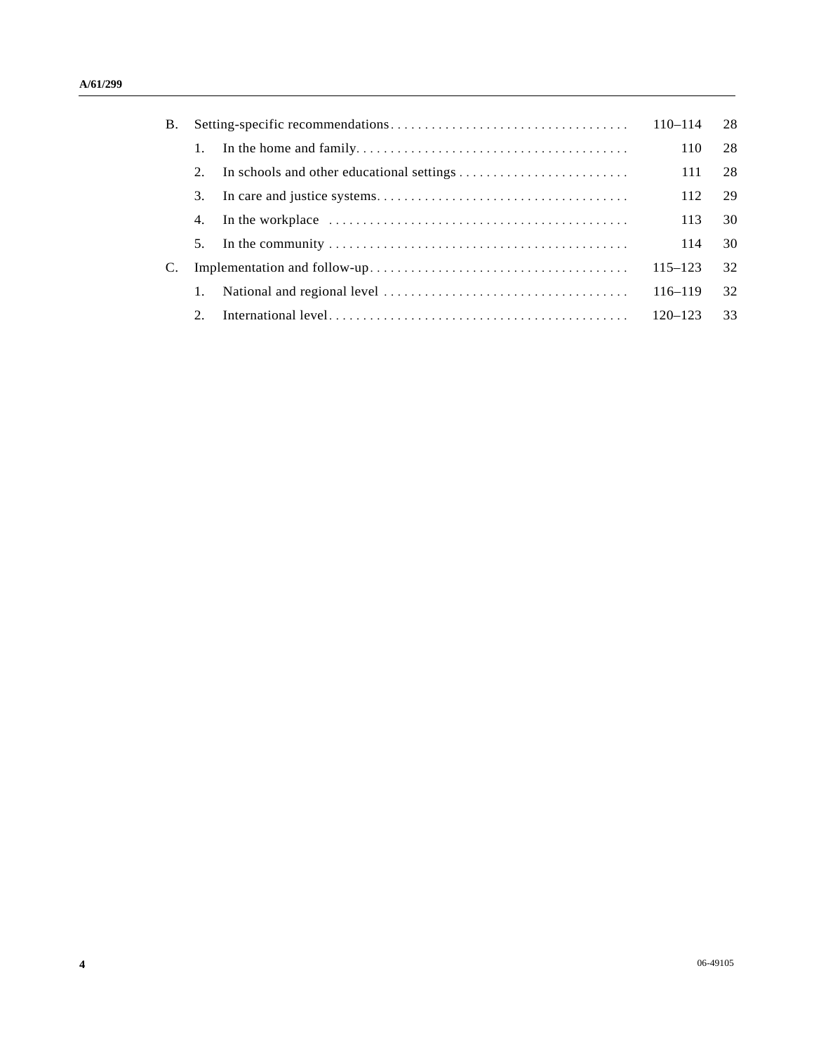| | | Paragraphs | Page |
|---|---|---|---|
| B. | Setting-specific recommendations | 110–114 | 28 |
| | 1. In the home and family | 110 | 28 |
| | 2. In schools and other educational settings | 111 | 28 |
| | 3. In care and justice systems | 112 | 29 |
| | 4. In the workplace | 113 | 30 |
| | 5. In the community | 114 | 30 |
| C. | Implementation and follow-up | 115–123 | 32 |
| | 1. National and regional level | 116–119 | 32 |
| | 2. International level | 120–123 | 33 |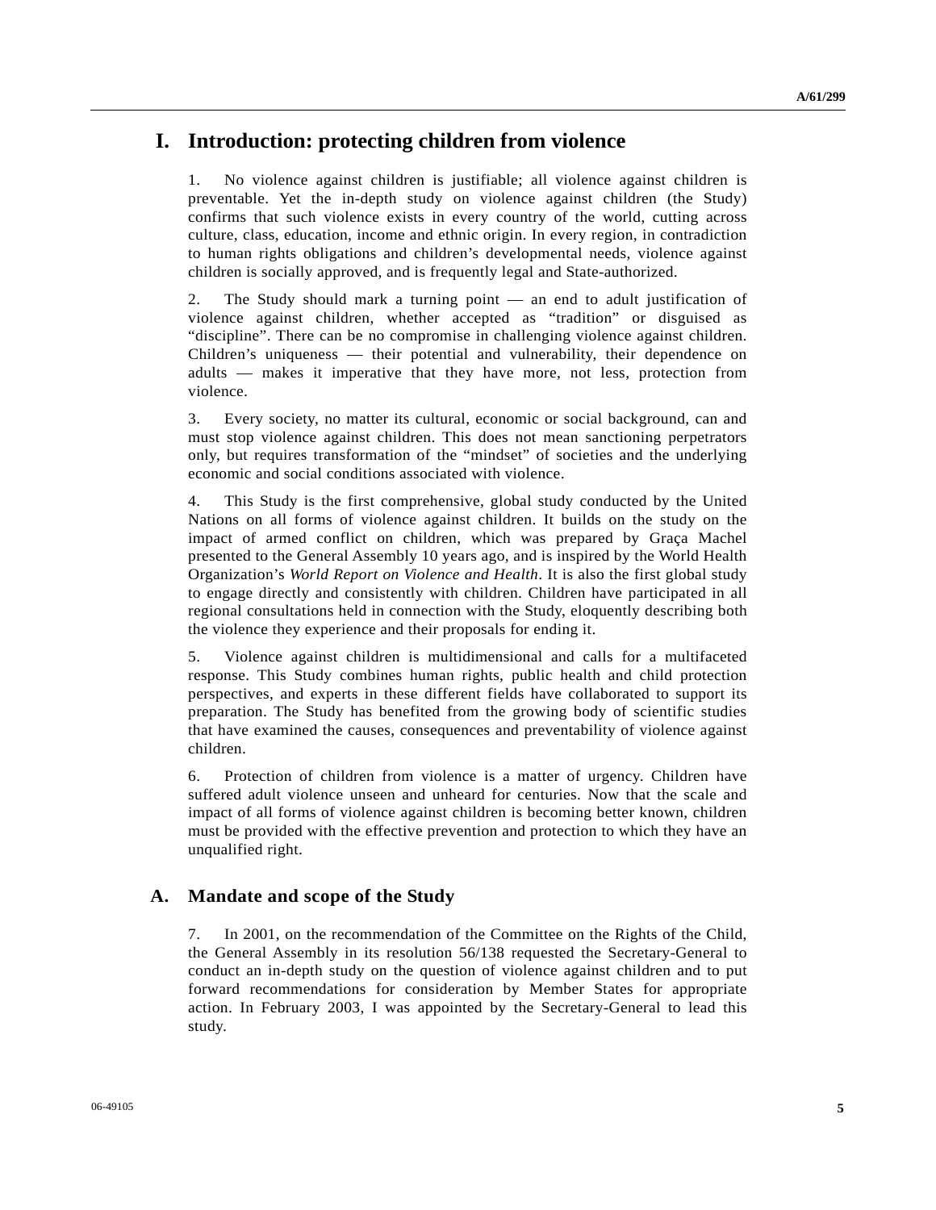# I. Introduction: protecting children from violence

1. No violence against children is justifiable; all violence against children is preventable. Yet the in-depth study on violence against children (the Study) confirms that such violence exists in every country of the world, cutting across culture, class, education, income and ethnic origin. In every region, in contradiction to human rights obligations and children's developmental needs, violence against children is socially approved, and is frequently legal and State-authorized.

2. The Study should mark a turning point — an end to adult justification of violence against children, whether accepted as "tradition" or disguised as "discipline". There can be no compromise in challenging violence against children. Children's uniqueness — their potential and vulnerability, their dependence on adults — makes it imperative that they have more, not less, protection from violence.

3. Every society, no matter its cultural, economic or social background, can and must stop violence against children. This does not mean sanctioning perpetrators only, but requires transformation of the "mindset" of societies and the underlying economic and social conditions associated with violence.

4. This Study is the first comprehensive, global study conducted by the United Nations on all forms of violence against children. It builds on the study on the impact of armed conflict on children, which was prepared by Graça Machel presented to the General Assembly 10 years ago, and is inspired by the World Health Organization's *World Report on Violence and Health*. It is also the first global study to engage directly and consistently with children. Children have participated in all regional consultations held in connection with the Study, eloquently describing both the violence they experience and their proposals for ending it.

5. Violence against children is multidimensional and calls for a multifaceted response. This Study combines human rights, public health and child protection perspectives, and experts in these different fields have collaborated to support its preparation. The Study has benefited from the growing body of scientific studies that have examined the causes, consequences and preventability of violence against children.

6. Protection of children from violence is a matter of urgency. Children have suffered adult violence unseen and unheard for centuries. Now that the scale and impact of all forms of violence against children is becoming better known, children must be provided with the effective prevention and protection to which they have an unqualified right.

## A. Mandate and scope of the Study

7. In 2001, on the recommendation of the Committee on the Rights of the Child, the General Assembly in its resolution 56/138 requested the Secretary-General to conduct an in-depth study on the question of violence against children and to put forward recommendations for consideration by Member States for appropriate action. In February 2003, I was appointed by the Secretary-General to lead this study.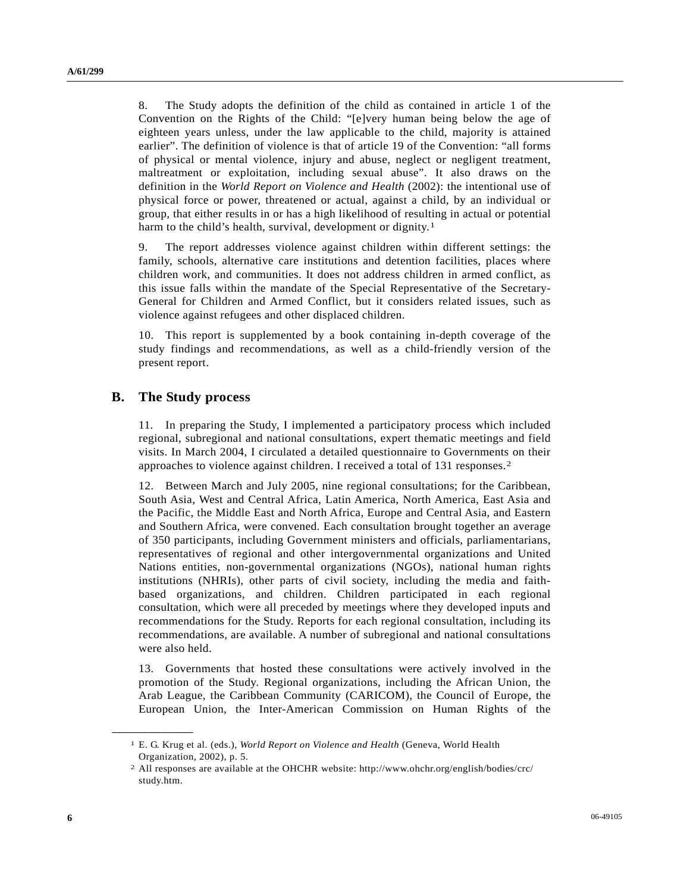8. The Study adopts the definition of the child as contained in article 1 of the Convention on the Rights of the Child: "[e]very human being below the age of eighteen years unless, under the law applicable to the child, majority is attained earlier". The definition of violence is that of article 19 of the Convention: "all forms of physical or mental violence, injury and abuse, neglect or negligent treatment, maltreatment or exploitation, including sexual abuse". It also draws on the definition in the *World Report on Violence and Health* (2002): the intentional use of physical force or power, threatened or actual, against a child, by an individual or group, that either results in or has a high likelihood of resulting in actual or potential harm to the child's health, survival, development or dignity.[1]

9. The report addresses violence against children within different settings: the family, schools, alternative care institutions and detention facilities, places where children work, and communities. It does not address children in armed conflict, as this issue falls within the mandate of the Special Representative of the Secretary-General for Children and Armed Conflict, but it considers related issues, such as violence against refugees and other displaced children.

10. This report is supplemented by a book containing in-depth coverage of the study findings and recommendations, as well as a child-friendly version of the present report.

## B. The Study process

11. In preparing the Study, I implemented a participatory process which included regional, subregional and national consultations, expert thematic meetings and field visits. In March 2004, I circulated a detailed questionnaire to Governments on their approaches to violence against children. I received a total of 131 responses.[2]

12. Between March and July 2005, nine regional consultations; for the Caribbean, South Asia, West and Central Africa, Latin America, North America, East Asia and the Pacific, the Middle East and North Africa, Europe and Central Asia, and Eastern and Southern Africa, were convened. Each consultation brought together an average of 350 participants, including Government ministers and officials, parliamentarians, representatives of regional and other intergovernmental organizations and United Nations entities, non-governmental organizations (NGOs), national human rights institutions (NHRIs), other parts of civil society, including the media and faith-based organizations, and children. Children participated in each regional consultation, which were all preceded by meetings where they developed inputs and recommendations for the Study. Reports for each regional consultation, including its recommendations, are available. A number of subregional and national consultations were also held.

13. Governments that hosted these consultations were actively involved in the promotion of the Study. Regional organizations, including the African Union, the Arab League, the Caribbean Community (CARICOM), the Council of Europe, the European Union, the Inter-American Commission on Human Rights of the

---

[1] E. G. Krug et al. (eds.), *World Report on Violence and Health* (Geneva, World Health Organization, 2002), p. 5.

[2] All responses are available at the OHCHR website: http://www.ohchr.org/english/bodies/crc/study.htm.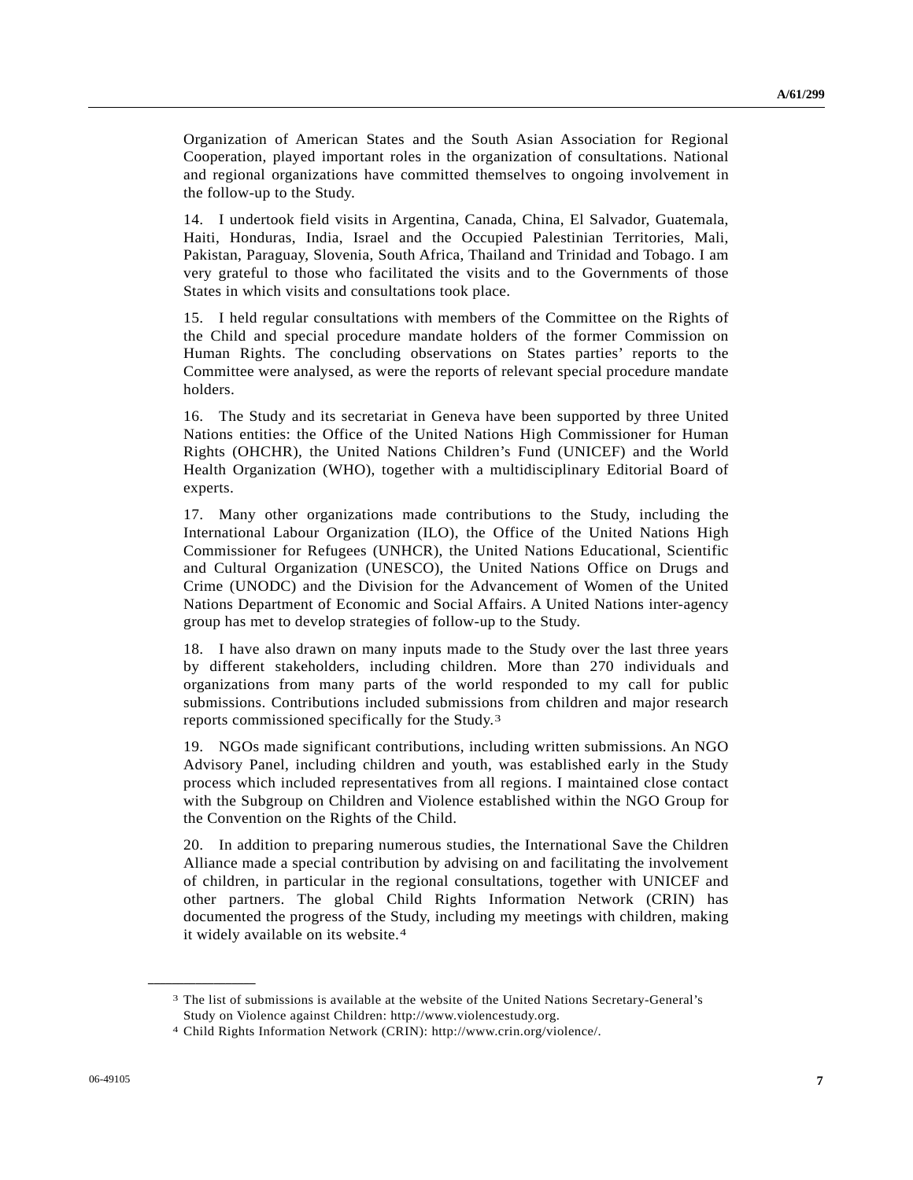Organization of American States and the South Asian Association for Regional Cooperation, played important roles in the organization of consultations. National and regional organizations have committed themselves to ongoing involvement in the follow-up to the Study.

14. I undertook field visits in Argentina, Canada, China, El Salvador, Guatemala, Haiti, Honduras, India, Israel and the Occupied Palestinian Territories, Mali, Pakistan, Paraguay, Slovenia, South Africa, Thailand and Trinidad and Tobago. I am very grateful to those who facilitated the visits and to the Governments of those States in which visits and consultations took place.

15. I held regular consultations with members of the Committee on the Rights of the Child and special procedure mandate holders of the former Commission on Human Rights. The concluding observations on States parties' reports to the Committee were analysed, as were the reports of relevant special procedure mandate holders.

16. The Study and its secretariat in Geneva have been supported by three United Nations entities: the Office of the United Nations High Commissioner for Human Rights (OHCHR), the United Nations Children's Fund (UNICEF) and the World Health Organization (WHO), together with a multidisciplinary Editorial Board of experts.

17. Many other organizations made contributions to the Study, including the International Labour Organization (ILO), the Office of the United Nations High Commissioner for Refugees (UNHCR), the United Nations Educational, Scientific and Cultural Organization (UNESCO), the United Nations Office on Drugs and Crime (UNODC) and the Division for the Advancement of Women of the United Nations Department of Economic and Social Affairs. A United Nations inter-agency group has met to develop strategies of follow-up to the Study.

18. I have also drawn on many inputs made to the Study over the last three years by different stakeholders, including children. More than 270 individuals and organizations from many parts of the world responded to my call for public submissions. Contributions included submissions from children and major research reports commissioned specifically for the Study.[3]

19. NGOs made significant contributions, including written submissions. An NGO Advisory Panel, including children and youth, was established early in the Study process which included representatives from all regions. I maintained close contact with the Subgroup on Children and Violence established within the NGO Group for the Convention on the Rights of the Child.

20. In addition to preparing numerous studies, the International Save the Children Alliance made a special contribution by advising on and facilitating the involvement of children, in particular in the regional consultations, together with UNICEF and other partners. The global Child Rights Information Network (CRIN) has documented the progress of the Study, including my meetings with children, making it widely available on its website.[4]

---

[3] The list of submissions is available at the website of the United Nations Secretary-General's Study on Violence against Children: http://www.violencestudy.org.

[4] Child Rights Information Network (CRIN): http://www.crin.org/violence/.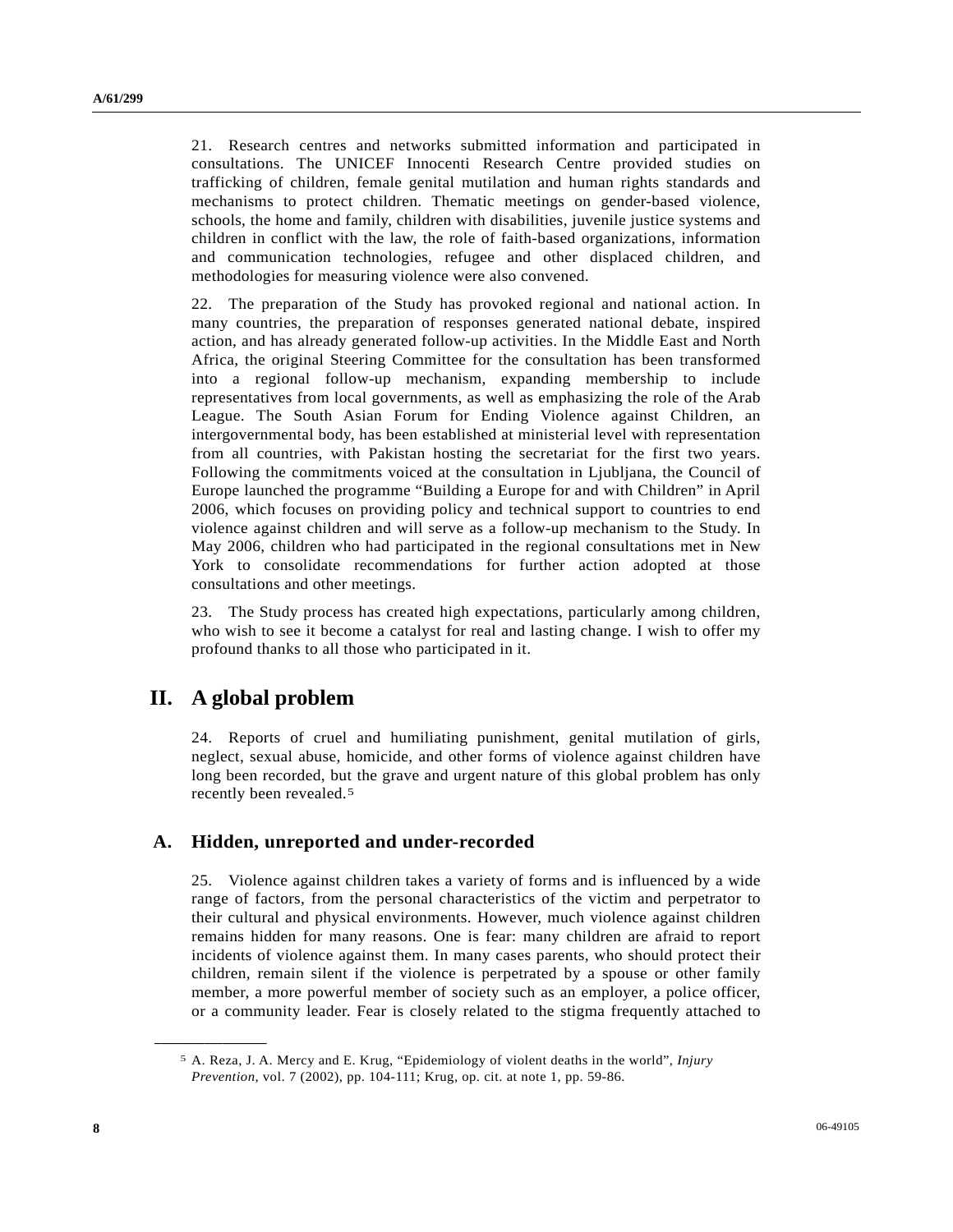21. Research centres and networks submitted information and participated in consultations. The UNICEF Innocenti Research Centre provided studies on trafficking of children, female genital mutilation and human rights standards and mechanisms to protect children. Thematic meetings on gender-based violence, schools, the home and family, children with disabilities, juvenile justice systems and children in conflict with the law, the role of faith-based organizations, information and communication technologies, refugee and other displaced children, and methodologies for measuring violence were also convened.

22. The preparation of the Study has provoked regional and national action. In many countries, the preparation of responses generated national debate, inspired action, and has already generated follow-up activities. In the Middle East and North Africa, the original Steering Committee for the consultation has been transformed into a regional follow-up mechanism, expanding membership to include representatives from local governments, as well as emphasizing the role of the Arab League. The South Asian Forum for Ending Violence against Children, an intergovernmental body, has been established at ministerial level with representation from all countries, with Pakistan hosting the secretariat for the first two years. Following the commitments voiced at the consultation in Ljubljana, the Council of Europe launched the programme "Building a Europe for and with Children" in April 2006, which focuses on providing policy and technical support to countries to end violence against children and will serve as a follow-up mechanism to the Study. In May 2006, children who had participated in the regional consultations met in New York to consolidate recommendations for further action adopted at those consultations and other meetings.

23. The Study process has created high expectations, particularly among children, who wish to see it become a catalyst for real and lasting change. I wish to offer my profound thanks to all those who participated in it.

# II. A global problem

24. Reports of cruel and humiliating punishment, genital mutilation of girls, neglect, sexual abuse, homicide, and other forms of violence against children have long been recorded, but the grave and urgent nature of this global problem has only recently been revealed.[5]

## A. Hidden, unreported and under-recorded

25. Violence against children takes a variety of forms and is influenced by a wide range of factors, from the personal characteristics of the victim and perpetrator to their cultural and physical environments. However, much violence against children remains hidden for many reasons. One is fear: many children are afraid to report incidents of violence against them. In many cases parents, who should protect their children, remain silent if the violence is perpetrated by a spouse or other family member, a more powerful member of society such as an employer, a police officer, or a community leader. Fear is closely related to the stigma frequently attached to

---

[5] A. Reza, J. A. Mercy and E. Krug, "Epidemiology of violent deaths in the world", *Injury Prevention*, vol. 7 (2002), pp. 104-111; Krug, op. cit. at note 1, pp. 59-86.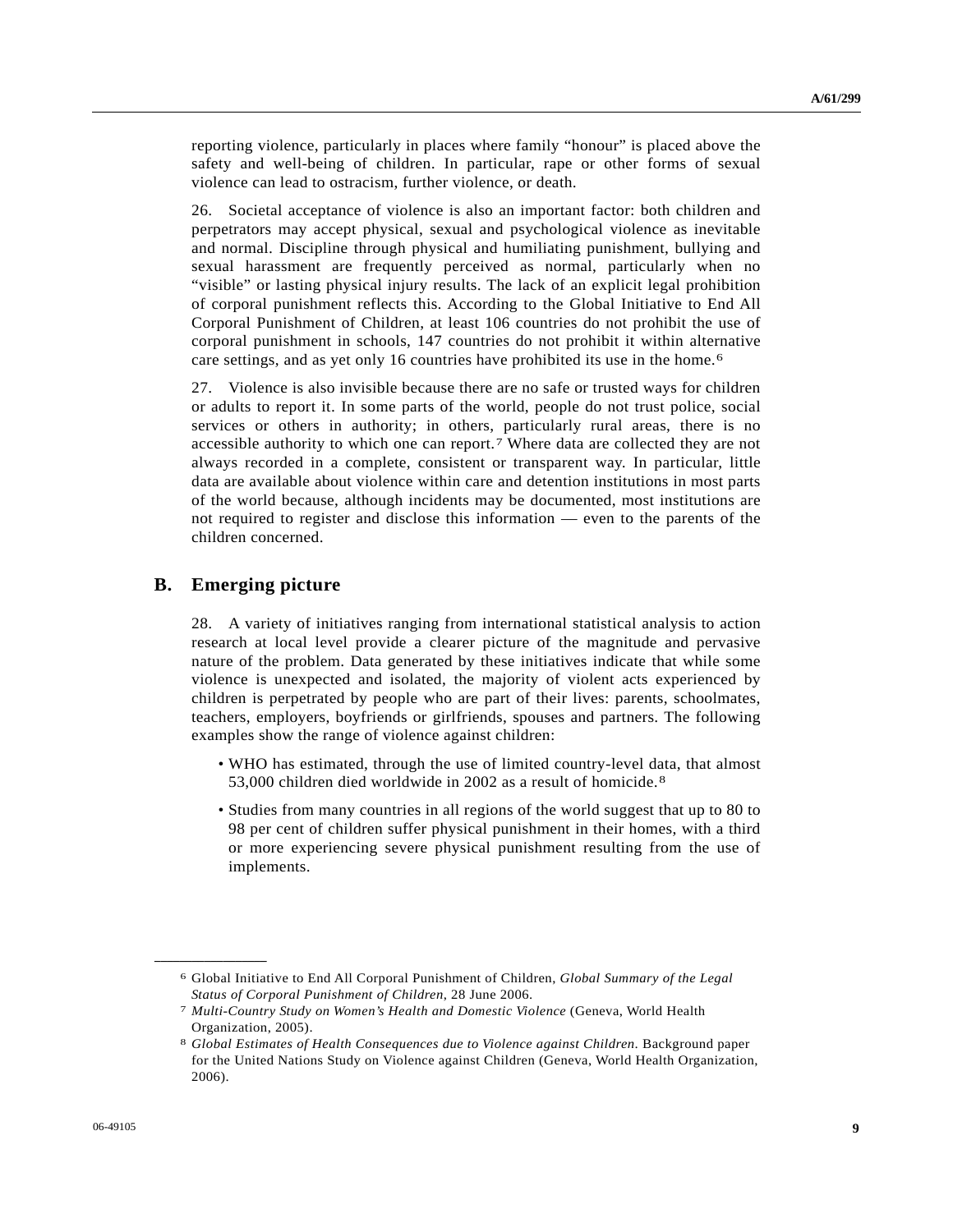reporting violence, particularly in places where family "honour" is placed above the safety and well-being of children. In particular, rape or other forms of sexual violence can lead to ostracism, further violence, or death.

26. Societal acceptance of violence is also an important factor: both children and perpetrators may accept physical, sexual and psychological violence as inevitable and normal. Discipline through physical and humiliating punishment, bullying and sexual harassment are frequently perceived as normal, particularly when no "visible" or lasting physical injury results. The lack of an explicit legal prohibition of corporal punishment reflects this. According to the Global Initiative to End All Corporal Punishment of Children, at least 106 countries do not prohibit the use of corporal punishment in schools, 147 countries do not prohibit it within alternative care settings, and as yet only 16 countries have prohibited its use in the home.[6]

27. Violence is also invisible because there are no safe or trusted ways for children or adults to report it. In some parts of the world, people do not trust police, social services or others in authority; in others, particularly rural areas, there is no accessible authority to which one can report.[7] Where data are collected they are not always recorded in a complete, consistent or transparent way. In particular, little data are available about violence within care and detention institutions in most parts of the world because, although incidents may be documented, most institutions are not required to register and disclose this information — even to the parents of the children concerned.

## B. Emerging picture

28. A variety of initiatives ranging from international statistical analysis to action research at local level provide a clearer picture of the magnitude and pervasive nature of the problem. Data generated by these initiatives indicate that while some violence is unexpected and isolated, the majority of violent acts experienced by children is perpetrated by people who are part of their lives: parents, schoolmates, teachers, employers, boyfriends or girlfriends, spouses and partners. The following examples show the range of violence against children:

- WHO has estimated, through the use of limited country-level data, that almost 53,000 children died worldwide in 2002 as a result of homicide.[8]
- Studies from many countries in all regions of the world suggest that up to 80 to 98 per cent of children suffer physical punishment in their homes, with a third or more experiencing severe physical punishment resulting from the use of implements.

---

[6] Global Initiative to End All Corporal Punishment of Children, *Global Summary of the Legal Status of Corporal Punishment of Children*, 28 June 2006.

[7] *Multi-Country Study on Women's Health and Domestic Violence* (Geneva, World Health Organization, 2005).

[8] *Global Estimates of Health Consequences due to Violence against Children*. Background paper for the United Nations Study on Violence against Children (Geneva, World Health Organization, 2006).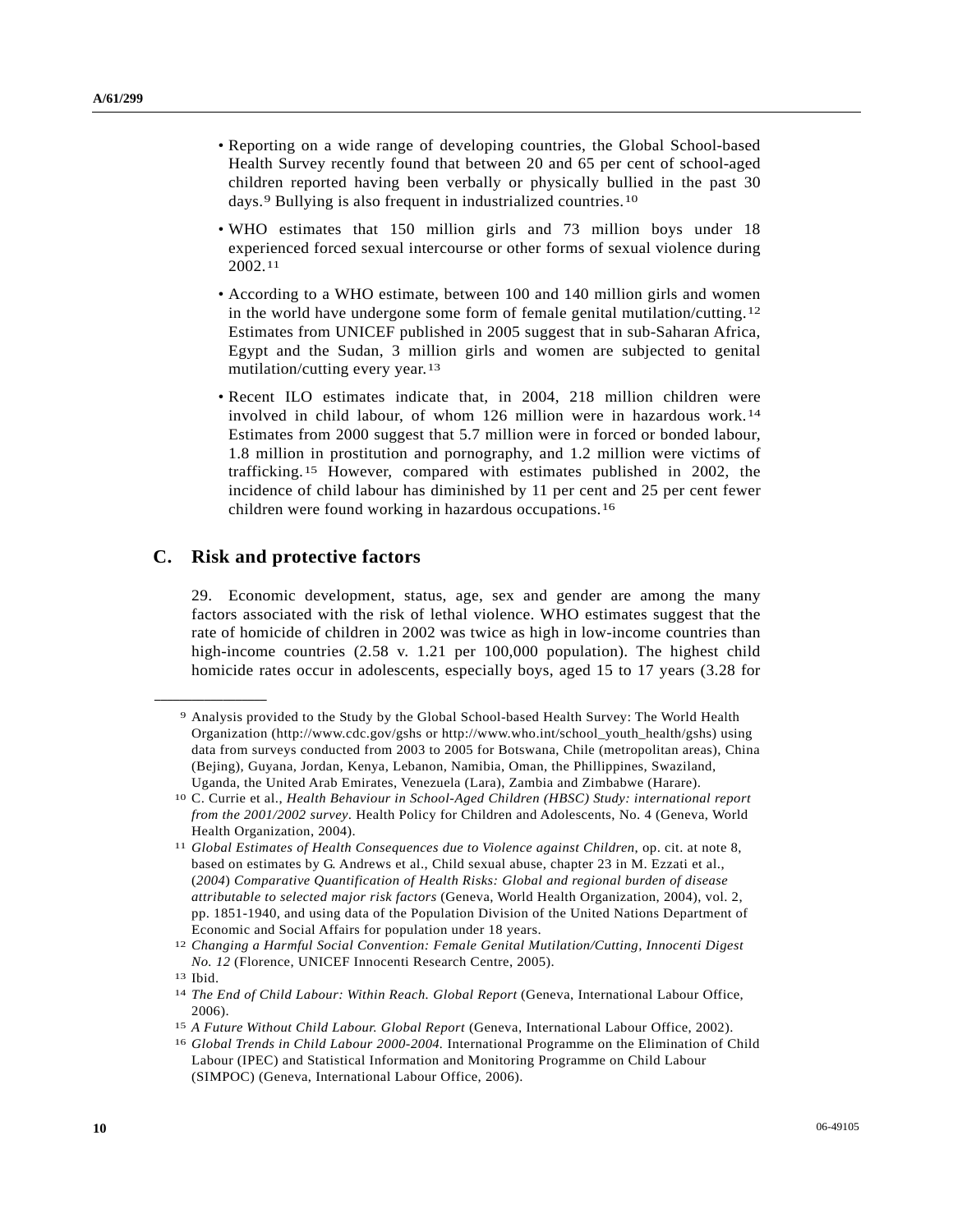- Reporting on a wide range of developing countries, the Global School-based Health Survey recently found that between 20 and 65 per cent of school-aged children reported having been verbally or physically bullied in the past 30 days.[9] Bullying is also frequent in industrialized countries.[10]

- WHO estimates that 150 million girls and 73 million boys under 18 experienced forced sexual intercourse or other forms of sexual violence during 2002.[11]

- According to a WHO estimate, between 100 and 140 million girls and women in the world have undergone some form of female genital mutilation/cutting.[12] Estimates from UNICEF published in 2005 suggest that in sub-Saharan Africa, Egypt and the Sudan, 3 million girls and women are subjected to genital mutilation/cutting every year.[13]

- Recent ILO estimates indicate that, in 2004, 218 million children were involved in child labour, of whom 126 million were in hazardous work.[14] Estimates from 2000 suggest that 5.7 million were in forced or bonded labour, 1.8 million in prostitution and pornography, and 1.2 million were victims of trafficking.[15] However, compared with estimates published in 2002, the incidence of child labour has diminished by 11 per cent and 25 per cent fewer children were found working in hazardous occupations.[16]

## C. Risk and protective factors

29. Economic development, status, age, sex and gender are among the many factors associated with the risk of lethal violence. WHO estimates suggest that the rate of homicide of children in 2002 was twice as high in low-income countries than high-income countries (2.58 v. 1.21 per 100,000 population). The highest child homicide rates occur in adolescents, especially boys, aged 15 to 17 years (3.28 for

---

[9] Analysis provided to the Study by the Global School-based Health Survey: The World Health Organization (http://www.cdc.gov/gshs or http://www.who.int/school_youth_health/gshs) using data from surveys conducted from 2003 to 2005 for Botswana, Chile (metropolitan areas), China (Bejing), Guyana, Jordan, Kenya, Lebanon, Namibia, Oman, the Phillippines, Swaziland, Uganda, the United Arab Emirates, Venezuela (Lara), Zambia and Zimbabwe (Harare).

[10] C. Currie et al., *Health Behaviour in School-Aged Children (HBSC) Study: international report from the 2001/2002 survey*. Health Policy for Children and Adolescents, No. 4 (Geneva, World Health Organization, 2004).

[11] *Global Estimates of Health Consequences due to Violence against Children*, op. cit. at note 8, based on estimates by G. Andrews et al., Child sexual abuse, chapter 23 in M. Ezzati et al., (*2004*) *Comparative Quantification of Health Risks: Global and regional burden of disease attributable to selected major risk factors* (Geneva, World Health Organization, 2004), vol. 2, pp. 1851-1940, and using data of the Population Division of the United Nations Department of Economic and Social Affairs for population under 18 years.

[12] *Changing a Harmful Social Convention: Female Genital Mutilation/Cutting, Innocenti Digest No. 12* (Florence, UNICEF Innocenti Research Centre, 2005).

[13] Ibid.

[14] *The End of Child Labour: Within Reach. Global Report* (Geneva, International Labour Office, 2006).

[15] *A Future Without Child Labour. Global Report* (Geneva, International Labour Office, 2002).

[16] *Global Trends in Child Labour 2000-2004.* International Programme on the Elimination of Child Labour (IPEC) and Statistical Information and Monitoring Programme on Child Labour (SIMPOC) (Geneva, International Labour Office, 2006).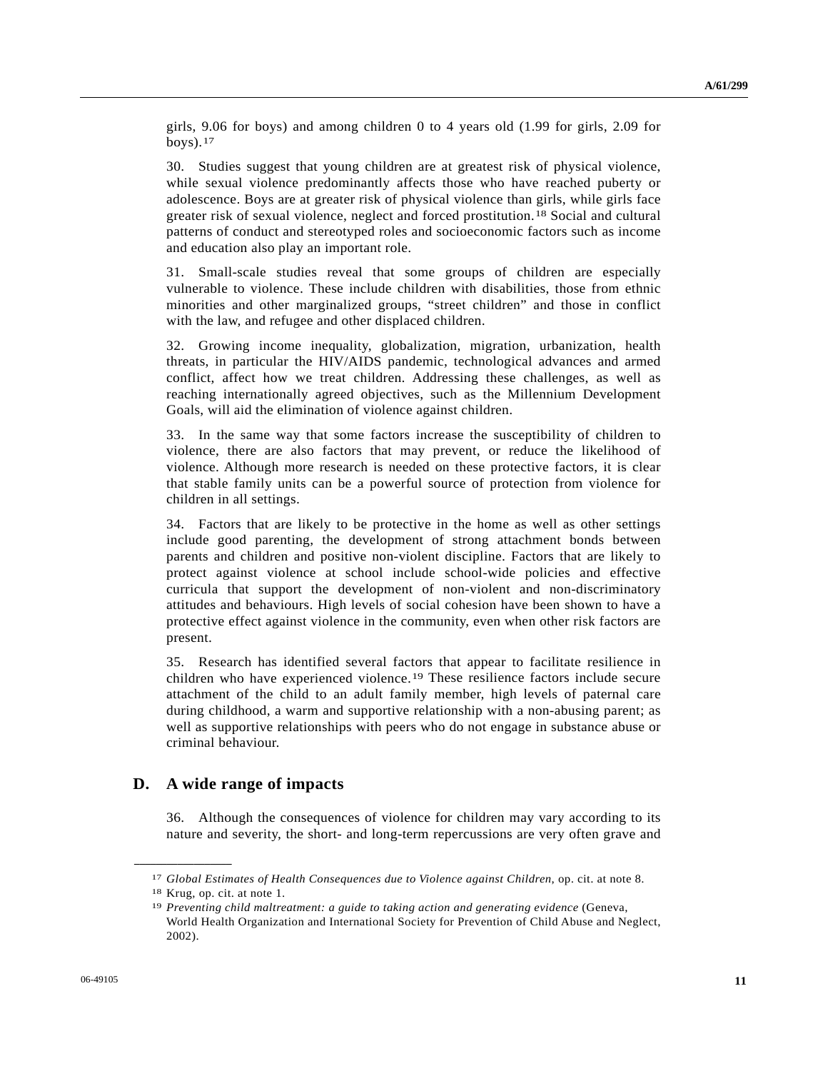girls, 9.06 for boys) and among children 0 to 4 years old (1.99 for girls, 2.09 for boys).[17]

30. Studies suggest that young children are at greatest risk of physical violence, while sexual violence predominantly affects those who have reached puberty or adolescence. Boys are at greater risk of physical violence than girls, while girls face greater risk of sexual violence, neglect and forced prostitution.[18] Social and cultural patterns of conduct and stereotyped roles and socioeconomic factors such as income and education also play an important role.

31. Small-scale studies reveal that some groups of children are especially vulnerable to violence. These include children with disabilities, those from ethnic minorities and other marginalized groups, "street children" and those in conflict with the law, and refugee and other displaced children.

32. Growing income inequality, globalization, migration, urbanization, health threats, in particular the HIV/AIDS pandemic, technological advances and armed conflict, affect how we treat children. Addressing these challenges, as well as reaching internationally agreed objectives, such as the Millennium Development Goals, will aid the elimination of violence against children.

33. In the same way that some factors increase the susceptibility of children to violence, there are also factors that may prevent, or reduce the likelihood of violence. Although more research is needed on these protective factors, it is clear that stable family units can be a powerful source of protection from violence for children in all settings.

34. Factors that are likely to be protective in the home as well as other settings include good parenting, the development of strong attachment bonds between parents and children and positive non-violent discipline. Factors that are likely to protect against violence at school include school-wide policies and effective curricula that support the development of non-violent and non-discriminatory attitudes and behaviours. High levels of social cohesion have been shown to have a protective effect against violence in the community, even when other risk factors are present.

35. Research has identified several factors that appear to facilitate resilience in children who have experienced violence.[19] These resilience factors include secure attachment of the child to an adult family member, high levels of paternal care during childhood, a warm and supportive relationship with a non-abusing parent; as well as supportive relationships with peers who do not engage in substance abuse or criminal behaviour.

## D. A wide range of impacts

36. Although the consequences of violence for children may vary according to its nature and severity, the short- and long-term repercussions are very often grave and

---

[17] *Global Estimates of Health Consequences due to Violence against Children*, op. cit. at note 8.

[18] Krug, op. cit. at note 1.

[19] *Preventing child maltreatment: a guide to taking action and generating evidence* (Geneva, World Health Organization and International Society for Prevention of Child Abuse and Neglect, 2002).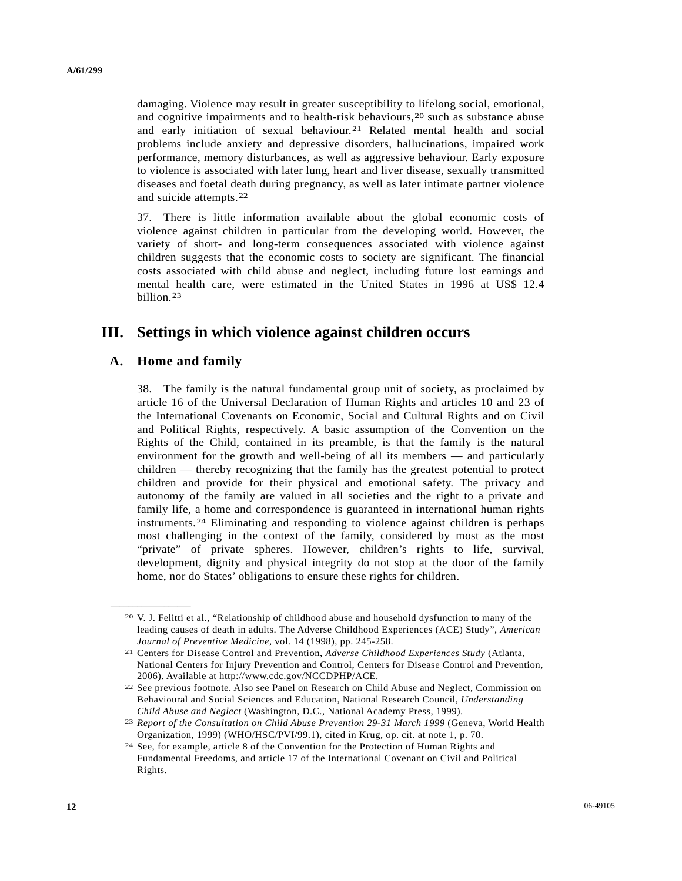damaging. Violence may result in greater susceptibility to lifelong social, emotional, and cognitive impairments and to health-risk behaviours,[20] such as substance abuse and early initiation of sexual behaviour.[21] Related mental health and social problems include anxiety and depressive disorders, hallucinations, impaired work performance, memory disturbances, as well as aggressive behaviour. Early exposure to violence is associated with later lung, heart and liver disease, sexually transmitted diseases and foetal death during pregnancy, as well as later intimate partner violence and suicide attempts.[22]

37. There is little information available about the global economic costs of violence against children in particular from the developing world. However, the variety of short- and long-term consequences associated with violence against children suggests that the economic costs to society are significant. The financial costs associated with child abuse and neglect, including future lost earnings and mental health care, were estimated in the United States in 1996 at US$ 12.4 billion.[23]

# III. Settings in which violence against children occurs

## A. Home and family

38. The family is the natural fundamental group unit of society, as proclaimed by article 16 of the Universal Declaration of Human Rights and articles 10 and 23 of the International Covenants on Economic, Social and Cultural Rights and on Civil and Political Rights, respectively. A basic assumption of the Convention on the Rights of the Child, contained in its preamble, is that the family is the natural environment for the growth and well-being of all its members — and particularly children — thereby recognizing that the family has the greatest potential to protect children and provide for their physical and emotional safety. The privacy and autonomy of the family are valued in all societies and the right to a private and family life, a home and correspondence is guaranteed in international human rights instruments.[24] Eliminating and responding to violence against children is perhaps most challenging in the context of the family, considered by most as the most "private" of private spheres. However, children's rights to life, survival, development, dignity and physical integrity do not stop at the door of the family home, nor do States' obligations to ensure these rights for children.

---

[20] V. J. Felitti et al., "Relationship of childhood abuse and household dysfunction to many of the leading causes of death in adults. The Adverse Childhood Experiences (ACE) Study", *American Journal of Preventive Medicine*, vol. 14 (1998), pp. 245-258.

[21] Centers for Disease Control and Prevention, *Adverse Childhood Experiences Study* (Atlanta, National Centers for Injury Prevention and Control, Centers for Disease Control and Prevention, 2006). Available at http://www.cdc.gov/NCCDPHP/ACE.

[22] See previous footnote. Also see Panel on Research on Child Abuse and Neglect, Commission on Behavioural and Social Sciences and Education, National Research Council, *Understanding Child Abuse and Neglect* (Washington, D.C., National Academy Press, 1999).

[23] *Report of the Consultation on Child Abuse Prevention 29-31 March 1999* (Geneva, World Health Organization, 1999) (WHO/HSC/PVI/99.1), cited in Krug, op. cit. at note 1, p. 70.

[24] See, for example, article 8 of the Convention for the Protection of Human Rights and Fundamental Freedoms, and article 17 of the International Covenant on Civil and Political Rights.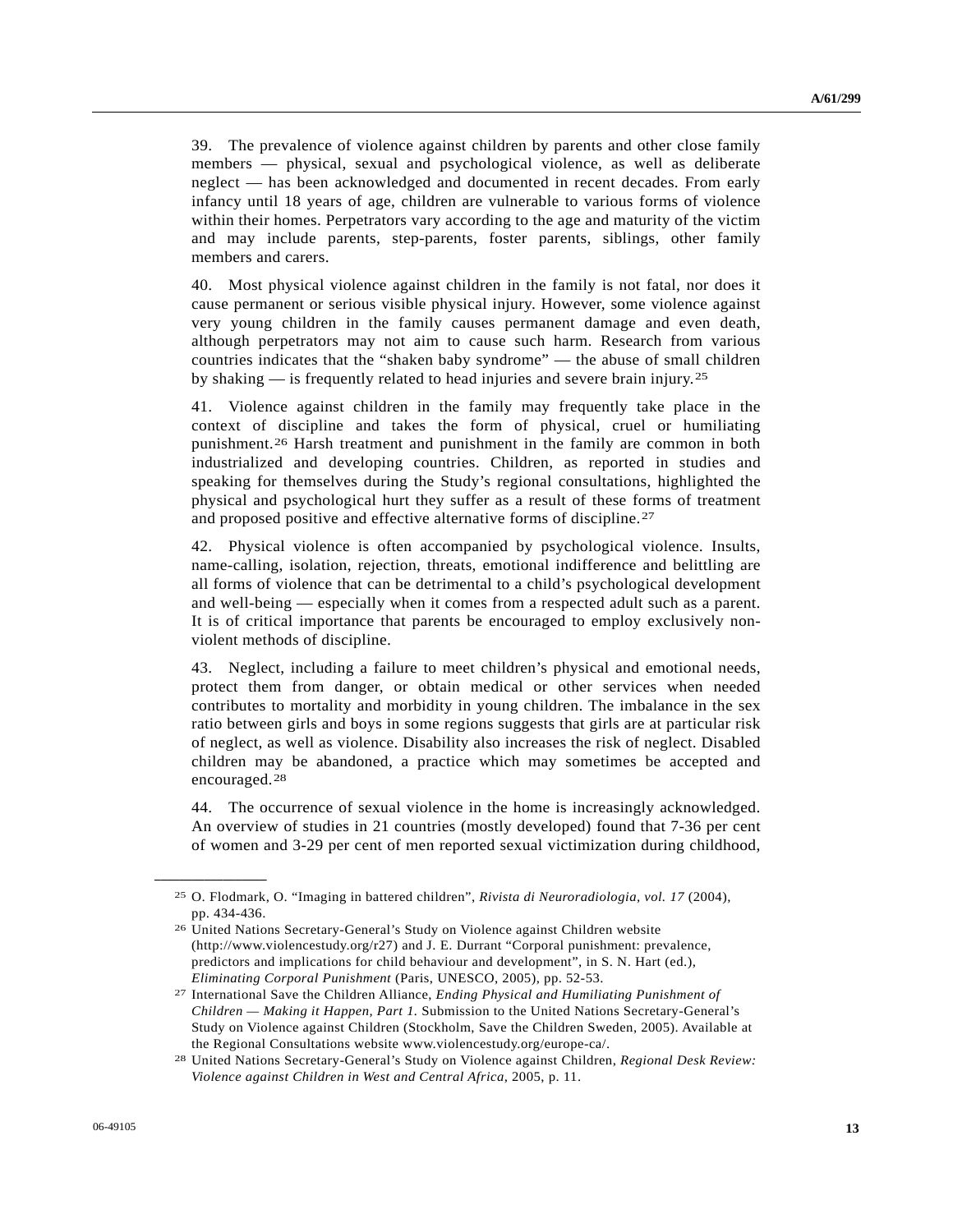39. The prevalence of violence against children by parents and other close family members — physical, sexual and psychological violence, as well as deliberate neglect — has been acknowledged and documented in recent decades. From early infancy until 18 years of age, children are vulnerable to various forms of violence within their homes. Perpetrators vary according to the age and maturity of the victim and may include parents, step-parents, foster parents, siblings, other family members and carers.

40. Most physical violence against children in the family is not fatal, nor does it cause permanent or serious visible physical injury. However, some violence against very young children in the family causes permanent damage and even death, although perpetrators may not aim to cause such harm. Research from various countries indicates that the "shaken baby syndrome" — the abuse of small children by shaking — is frequently related to head injuries and severe brain injury.[25]

41. Violence against children in the family may frequently take place in the context of discipline and takes the form of physical, cruel or humiliating punishment.[26] Harsh treatment and punishment in the family are common in both industrialized and developing countries. Children, as reported in studies and speaking for themselves during the Study's regional consultations, highlighted the physical and psychological hurt they suffer as a result of these forms of treatment and proposed positive and effective alternative forms of discipline.[27]

42. Physical violence is often accompanied by psychological violence. Insults, name-calling, isolation, rejection, threats, emotional indifference and belittling are all forms of violence that can be detrimental to a child's psychological development and well-being — especially when it comes from a respected adult such as a parent. It is of critical importance that parents be encouraged to employ exclusively non-violent methods of discipline.

43. Neglect, including a failure to meet children's physical and emotional needs, protect them from danger, or obtain medical or other services when needed contributes to mortality and morbidity in young children. The imbalance in the sex ratio between girls and boys in some regions suggests that girls are at particular risk of neglect, as well as violence. Disability also increases the risk of neglect. Disabled children may be abandoned, a practice which may sometimes be accepted and encouraged.[28]

44. The occurrence of sexual violence in the home is increasingly acknowledged. An overview of studies in 21 countries (mostly developed) found that 7-36 per cent of women and 3-29 per cent of men reported sexual victimization during childhood,

---

[25] O. Flodmark, O. "Imaging in battered children", *Rivista di Neuroradiologia, vol. 17* (2004), pp. 434-436.

[26] United Nations Secretary-General's Study on Violence against Children website (http://www.violencestudy.org/r27) and J. E. Durrant "Corporal punishment: prevalence, predictors and implications for child behaviour and development", in S. N. Hart (ed.), *Eliminating Corporal Punishment* (Paris, UNESCO, 2005), pp. 52-53.

[27] International Save the Children Alliance, *Ending Physical and Humiliating Punishment of Children — Making it Happen, Part 1.* Submission to the United Nations Secretary-General's Study on Violence against Children (Stockholm, Save the Children Sweden, 2005). Available at the Regional Consultations website www.violencestudy.org/europe-ca/.

[28] United Nations Secretary-General's Study on Violence against Children, *Regional Desk Review: Violence against Children in West and Central Africa*, 2005, p. 11.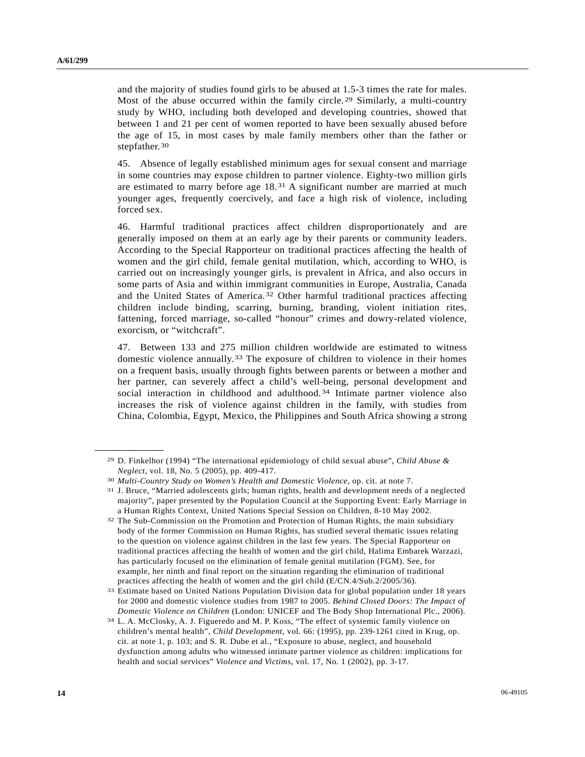and the majority of studies found girls to be abused at 1.5-3 times the rate for males. Most of the abuse occurred within the family circle.[29] Similarly, a multi-country study by WHO, including both developed and developing countries, showed that between 1 and 21 per cent of women reported to have been sexually abused before the age of 15, in most cases by male family members other than the father or stepfather.[30]

45. Absence of legally established minimum ages for sexual consent and marriage in some countries may expose children to partner violence. Eighty-two million girls are estimated to marry before age 18.[31] A significant number are married at much younger ages, frequently coercively, and face a high risk of violence, including forced sex.

46. Harmful traditional practices affect children disproportionately and are generally imposed on them at an early age by their parents or community leaders. According to the Special Rapporteur on traditional practices affecting the health of women and the girl child, female genital mutilation, which, according to WHO, is carried out on increasingly younger girls, is prevalent in Africa, and also occurs in some parts of Asia and within immigrant communities in Europe, Australia, Canada and the United States of America.[32] Other harmful traditional practices affecting children include binding, scarring, burning, branding, violent initiation rites, fattening, forced marriage, so-called "honour" crimes and dowry-related violence, exorcism, or "witchcraft".

47. Between 133 and 275 million children worldwide are estimated to witness domestic violence annually.[33] The exposure of children to violence in their homes on a frequent basis, usually through fights between parents or between a mother and her partner, can severely affect a child's well-being, personal development and social interaction in childhood and adulthood.[34] Intimate partner violence also increases the risk of violence against children in the family, with studies from China, Colombia, Egypt, Mexico, the Philippines and South Africa showing a strong

---

[29] D. Finkelhor (1994) "The international epidemiology of child sexual abuse", *Child Abuse & Neglect*, vol. 18, No. 5 (2005), pp. 409-417.

[30] *Multi-Country Study on Women's Health and Domestic Violence*, op. cit. at note 7.

[31] J. Bruce, "Married adolescents girls; human rights, health and development needs of a neglected majority", paper presented by the Population Council at the Supporting Event: Early Marriage in a Human Rights Context, United Nations Special Session on Children, 8-10 May 2002.

[32] The Sub-Commission on the Promotion and Protection of Human Rights, the main subsidiary body of the former Commission on Human Rights, has studied several thematic issues relating to the question on violence against children in the last few years. The Special Rapporteur on traditional practices affecting the health of women and the girl child, Halima Embarek Warzazi, has particularly focused on the elimination of female genital mutilation (FGM). See, for example, her ninth and final report on the situation regarding the elimination of traditional practices affecting the health of women and the girl child (E/CN.4/Sub.2/2005/36).

[33] Estimate based on United Nations Population Division data for global population under 18 years for 2000 and domestic violence studies from 1987 to 2005. *Behind Closed Doors: The Impact of Domestic Violence on Children* (London: UNICEF and The Body Shop International Plc., 2006).

[34] L. A. McClosky, A. J. Figueredo and M. P. Koss, "The effect of systemic family violence on children's mental health", *Child Development*, vol. 66: (1995), pp. 239-1261 cited in Krug, op. cit. at note 1, p. 103; and S. R. Dube et al., "Exposure to abuse, neglect, and household dysfunction among adults who witnessed intimate partner violence as children: implications for health and social services" *Violence and Victims*, vol. 17, No. 1 (2002), pp. 3-17.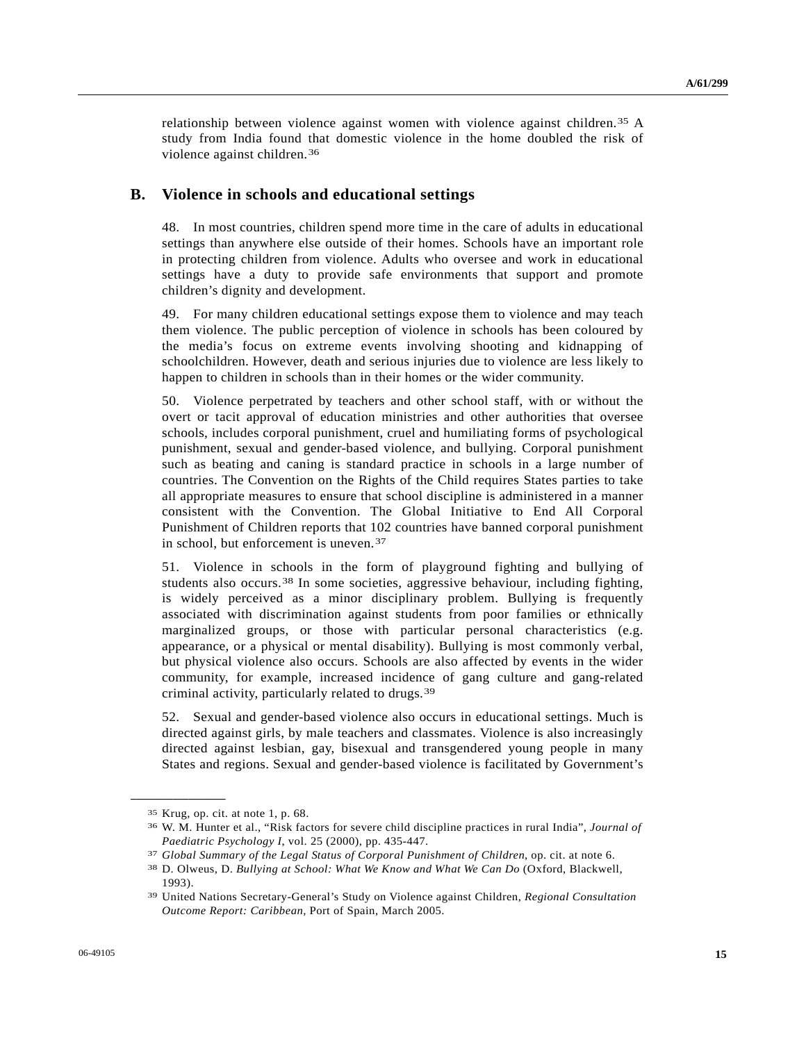relationship between violence against women with violence against children.[35] A study from India found that domestic violence in the home doubled the risk of violence against children.[36]

## B. Violence in schools and educational settings

48. In most countries, children spend more time in the care of adults in educational settings than anywhere else outside of their homes. Schools have an important role in protecting children from violence. Adults who oversee and work in educational settings have a duty to provide safe environments that support and promote children's dignity and development.

49. For many children educational settings expose them to violence and may teach them violence. The public perception of violence in schools has been coloured by the media's focus on extreme events involving shooting and kidnapping of schoolchildren. However, death and serious injuries due to violence are less likely to happen to children in schools than in their homes or the wider community.

50. Violence perpetrated by teachers and other school staff, with or without the overt or tacit approval of education ministries and other authorities that oversee schools, includes corporal punishment, cruel and humiliating forms of psychological punishment, sexual and gender-based violence, and bullying. Corporal punishment such as beating and caning is standard practice in schools in a large number of countries. The Convention on the Rights of the Child requires States parties to take all appropriate measures to ensure that school discipline is administered in a manner consistent with the Convention. The Global Initiative to End All Corporal Punishment of Children reports that 102 countries have banned corporal punishment in school, but enforcement is uneven.[37]

51. Violence in schools in the form of playground fighting and bullying of students also occurs.[38] In some societies, aggressive behaviour, including fighting, is widely perceived as a minor disciplinary problem. Bullying is frequently associated with discrimination against students from poor families or ethnically marginalized groups, or those with particular personal characteristics (e.g. appearance, or a physical or mental disability). Bullying is most commonly verbal, but physical violence also occurs. Schools are also affected by events in the wider community, for example, increased incidence of gang culture and gang-related criminal activity, particularly related to drugs.[39]

52. Sexual and gender-based violence also occurs in educational settings. Much is directed against girls, by male teachers and classmates. Violence is also increasingly directed against lesbian, gay, bisexual and transgendered young people in many States and regions. Sexual and gender-based violence is facilitated by Government's

---

[35] Krug, op. cit. at note 1, p. 68.

[36] W. M. Hunter et al., "Risk factors for severe child discipline practices in rural India", *Journal of Paediatric Psychology I*, vol. 25 (2000), pp. 435-447.

[37] *Global Summary of the Legal Status of Corporal Punishment of Children*, op. cit. at note 6.

[38] D. Olweus, D. *Bullying at School: What We Know and What We Can Do* (Oxford, Blackwell, 1993).

[39] United Nations Secretary-General's Study on Violence against Children, *Regional Consultation Outcome Report: Caribbean*, Port of Spain, March 2005.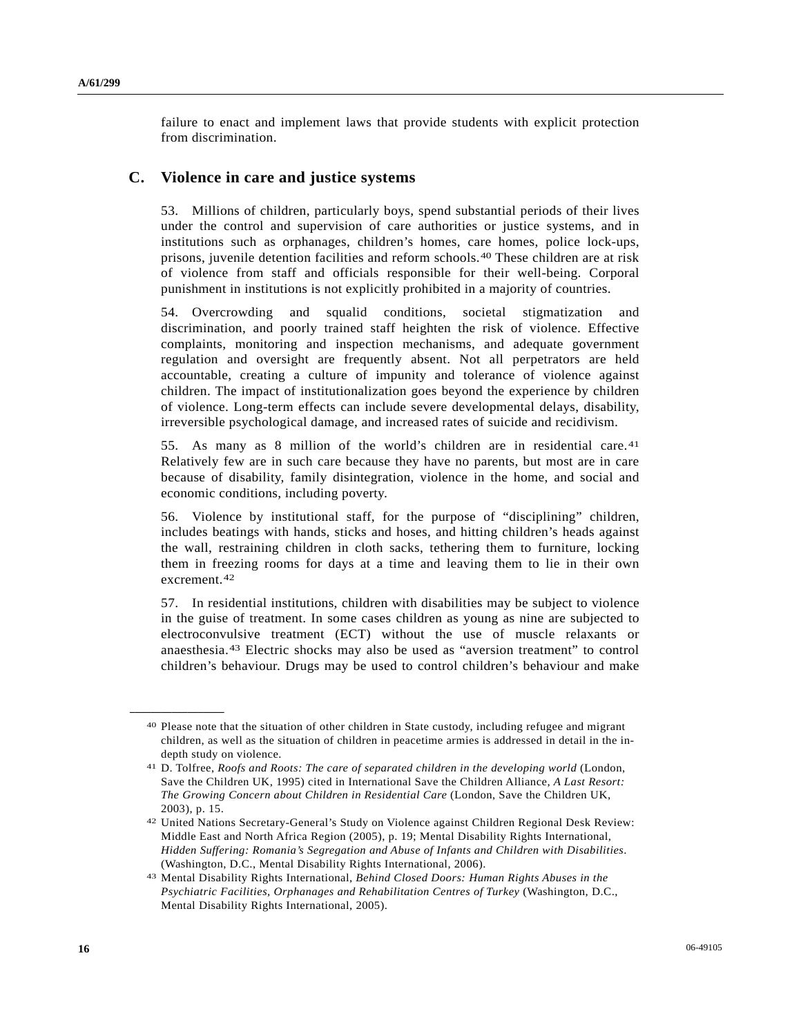failure to enact and implement laws that provide students with explicit protection from discrimination.

## C. Violence in care and justice systems

53. Millions of children, particularly boys, spend substantial periods of their lives under the control and supervision of care authorities or justice systems, and in institutions such as orphanages, children's homes, care homes, police lock-ups, prisons, juvenile detention facilities and reform schools.[40] These children are at risk of violence from staff and officials responsible for their well-being. Corporal punishment in institutions is not explicitly prohibited in a majority of countries.

54. Overcrowding and squalid conditions, societal stigmatization and discrimination, and poorly trained staff heighten the risk of violence. Effective complaints, monitoring and inspection mechanisms, and adequate government regulation and oversight are frequently absent. Not all perpetrators are held accountable, creating a culture of impunity and tolerance of violence against children. The impact of institutionalization goes beyond the experience by children of violence. Long-term effects can include severe developmental delays, disability, irreversible psychological damage, and increased rates of suicide and recidivism.

55. As many as 8 million of the world's children are in residential care.[41] Relatively few are in such care because they have no parents, but most are in care because of disability, family disintegration, violence in the home, and social and economic conditions, including poverty.

56. Violence by institutional staff, for the purpose of "disciplining" children, includes beatings with hands, sticks and hoses, and hitting children's heads against the wall, restraining children in cloth sacks, tethering them to furniture, locking them in freezing rooms for days at a time and leaving them to lie in their own excrement.[42]

57. In residential institutions, children with disabilities may be subject to violence in the guise of treatment. In some cases children as young as nine are subjected to electroconvulsive treatment (ECT) without the use of muscle relaxants or anaesthesia.[43] Electric shocks may also be used as "aversion treatment" to control children's behaviour. Drugs may be used to control children's behaviour and make

---

[40] Please note that the situation of other children in State custody, including refugee and migrant children, as well as the situation of children in peacetime armies is addressed in detail in the in-depth study on violence.

[41] D. Tolfree, *Roofs and Roots: The care of separated children in the developing world* (London, Save the Children UK, 1995) cited in International Save the Children Alliance, *A Last Resort: The Growing Concern about Children in Residential Care* (London, Save the Children UK, 2003), p. 15.

[42] United Nations Secretary-General's Study on Violence against Children Regional Desk Review: Middle East and North Africa Region (2005), p. 19; Mental Disability Rights International, *Hidden Suffering: Romania's Segregation and Abuse of Infants and Children with Disabilities*. (Washington, D.C., Mental Disability Rights International, 2006).

[43] Mental Disability Rights International, *Behind Closed Doors: Human Rights Abuses in the Psychiatric Facilities, Orphanages and Rehabilitation Centres of Turkey* (Washington, D.C., Mental Disability Rights International, 2005).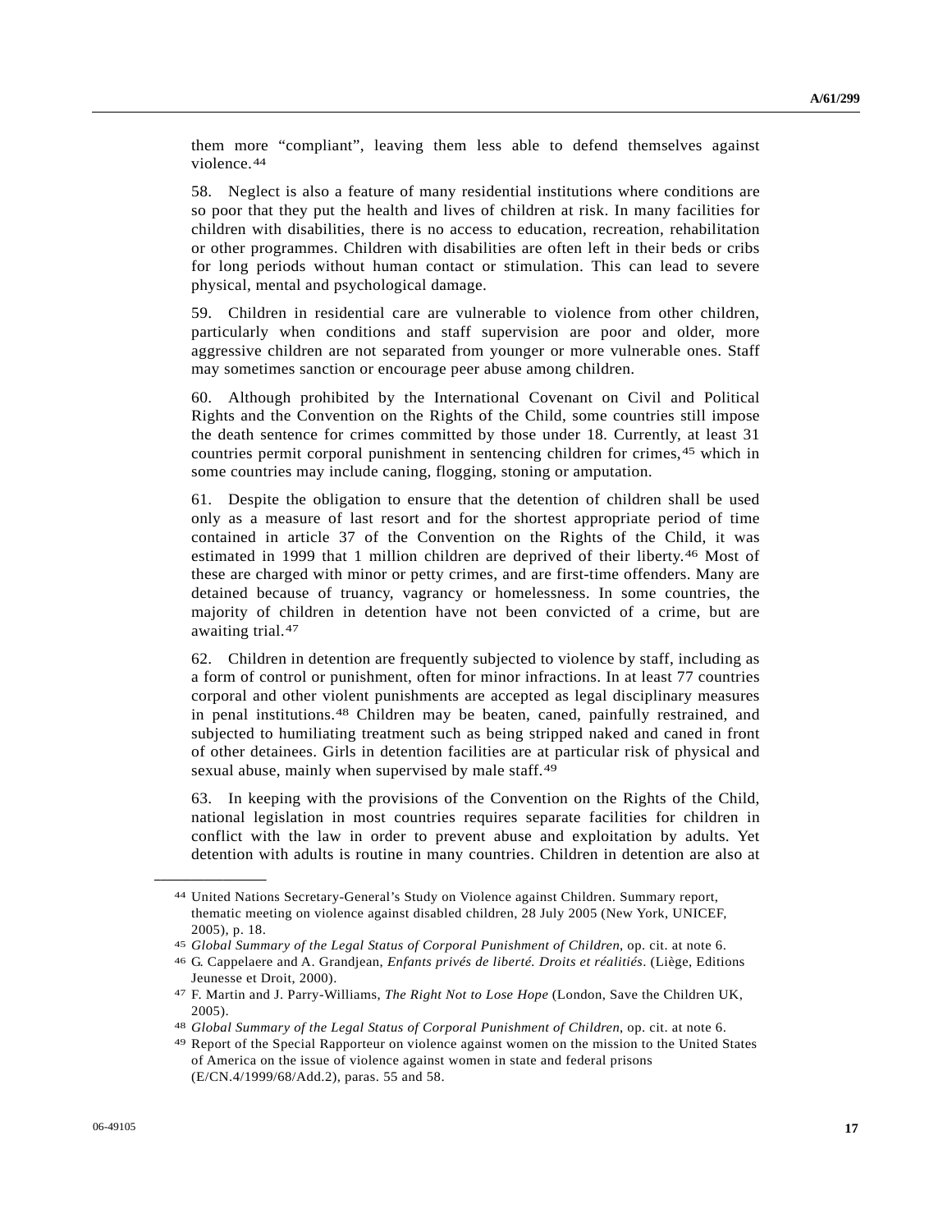them more "compliant", leaving them less able to defend themselves against violence.[44]

58. Neglect is also a feature of many residential institutions where conditions are so poor that they put the health and lives of children at risk. In many facilities for children with disabilities, there is no access to education, recreation, rehabilitation or other programmes. Children with disabilities are often left in their beds or cribs for long periods without human contact or stimulation. This can lead to severe physical, mental and psychological damage.

59. Children in residential care are vulnerable to violence from other children, particularly when conditions and staff supervision are poor and older, more aggressive children are not separated from younger or more vulnerable ones. Staff may sometimes sanction or encourage peer abuse among children.

60. Although prohibited by the International Covenant on Civil and Political Rights and the Convention on the Rights of the Child, some countries still impose the death sentence for crimes committed by those under 18. Currently, at least 31 countries permit corporal punishment in sentencing children for crimes,[45] which in some countries may include caning, flogging, stoning or amputation.

61. Despite the obligation to ensure that the detention of children shall be used only as a measure of last resort and for the shortest appropriate period of time contained in article 37 of the Convention on the Rights of the Child, it was estimated in 1999 that 1 million children are deprived of their liberty.[46] Most of these are charged with minor or petty crimes, and are first-time offenders. Many are detained because of truancy, vagrancy or homelessness. In some countries, the majority of children in detention have not been convicted of a crime, but are awaiting trial.[47]

62. Children in detention are frequently subjected to violence by staff, including as a form of control or punishment, often for minor infractions. In at least 77 countries corporal and other violent punishments are accepted as legal disciplinary measures in penal institutions.[48] Children may be beaten, caned, painfully restrained, and subjected to humiliating treatment such as being stripped naked and caned in front of other detainees. Girls in detention facilities are at particular risk of physical and sexual abuse, mainly when supervised by male staff.[49]

63. In keeping with the provisions of the Convention on the Rights of the Child, national legislation in most countries requires separate facilities for children in conflict with the law in order to prevent abuse and exploitation by adults. Yet detention with adults is routine in many countries. Children in detention are also at

---

[44] United Nations Secretary-General's Study on Violence against Children. Summary report, thematic meeting on violence against disabled children, 28 July 2005 (New York, UNICEF, 2005), p. 18.

[45] *Global Summary of the Legal Status of Corporal Punishment of Children*, op. cit. at note 6.

[46] G. Cappelaere and A. Grandjean, *Enfants privés de liberté. Droits et réalitiés*. (Liège, Editions Jeunesse et Droit, 2000).

[47] F. Martin and J. Parry-Williams, *The Right Not to Lose Hope* (London, Save the Children UK, 2005).

[48] *Global Summary of the Legal Status of Corporal Punishment of Children*, op. cit. at note 6.

[49] Report of the Special Rapporteur on violence against women on the mission to the United States of America on the issue of violence against women in state and federal prisons (E/CN.4/1999/68/Add.2), paras. 55 and 58.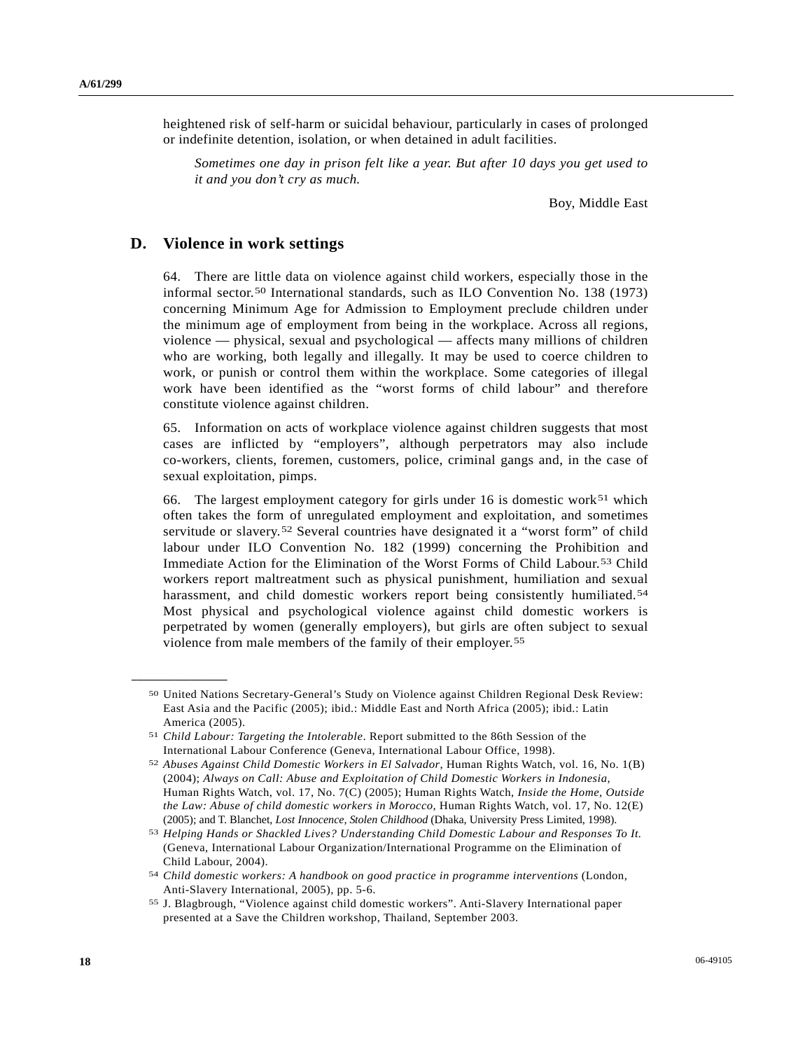heightened risk of self-harm or suicidal behaviour, particularly in cases of prolonged or indefinite detention, isolation, or when detained in adult facilities.

> *Sometimes one day in prison felt like a year. But after 10 days you get used to it and you don't cry as much.*
>
> Boy, Middle East

## D. Violence in work settings

64. There are little data on violence against child workers, especially those in the informal sector.[50] International standards, such as ILO Convention No. 138 (1973) concerning Minimum Age for Admission to Employment preclude children under the minimum age of employment from being in the workplace. Across all regions, violence — physical, sexual and psychological — affects many millions of children who are working, both legally and illegally. It may be used to coerce children to work, or punish or control them within the workplace. Some categories of illegal work have been identified as the "worst forms of child labour" and therefore constitute violence against children.

65. Information on acts of workplace violence against children suggests that most cases are inflicted by "employers", although perpetrators may also include co-workers, clients, foremen, customers, police, criminal gangs and, in the case of sexual exploitation, pimps.

66. The largest employment category for girls under 16 is domestic work[51] which often takes the form of unregulated employment and exploitation, and sometimes servitude or slavery.[52] Several countries have designated it a "worst form" of child labour under ILO Convention No. 182 (1999) concerning the Prohibition and Immediate Action for the Elimination of the Worst Forms of Child Labour.[53] Child workers report maltreatment such as physical punishment, humiliation and sexual harassment, and child domestic workers report being consistently humiliated.[54] Most physical and psychological violence against child domestic workers is perpetrated by women (generally employers), but girls are often subject to sexual violence from male members of the family of their employer.[55]

---

[50] United Nations Secretary-General's Study on Violence against Children Regional Desk Review: East Asia and the Pacific (2005); ibid.: Middle East and North Africa (2005); ibid.: Latin America (2005).

[51] *Child Labour: Targeting the Intolerable*. Report submitted to the 86th Session of the International Labour Conference (Geneva, International Labour Office, 1998).

[52] *Abuses Against Child Domestic Workers in El Salvador,* Human Rights Watch, vol. 16, No. 1(B) (2004); *Always on Call: Abuse and Exploitation of Child Domestic Workers in Indonesia,* Human Rights Watch, vol. 17, No. 7(C) (2005); Human Rights Watch, *Inside the Home, Outside the Law: Abuse of child domestic workers in Morocco,* Human Rights Watch, vol. 17, No. 12(E) (2005); and T. Blanchet, *Lost Innocence, Stolen Childhood* (Dhaka, University Press Limited, 1998).

[53] *Helping Hands or Shackled Lives? Understanding Child Domestic Labour and Responses To It.* (Geneva, International Labour Organization/International Programme on the Elimination of Child Labour, 2004).

[54] *Child domestic workers: A handbook on good practice in programme interventions* (London, Anti-Slavery International, 2005), pp. 5-6.

[55] J. Blagbrough, "Violence against child domestic workers". Anti-Slavery International paper presented at a Save the Children workshop, Thailand, September 2003.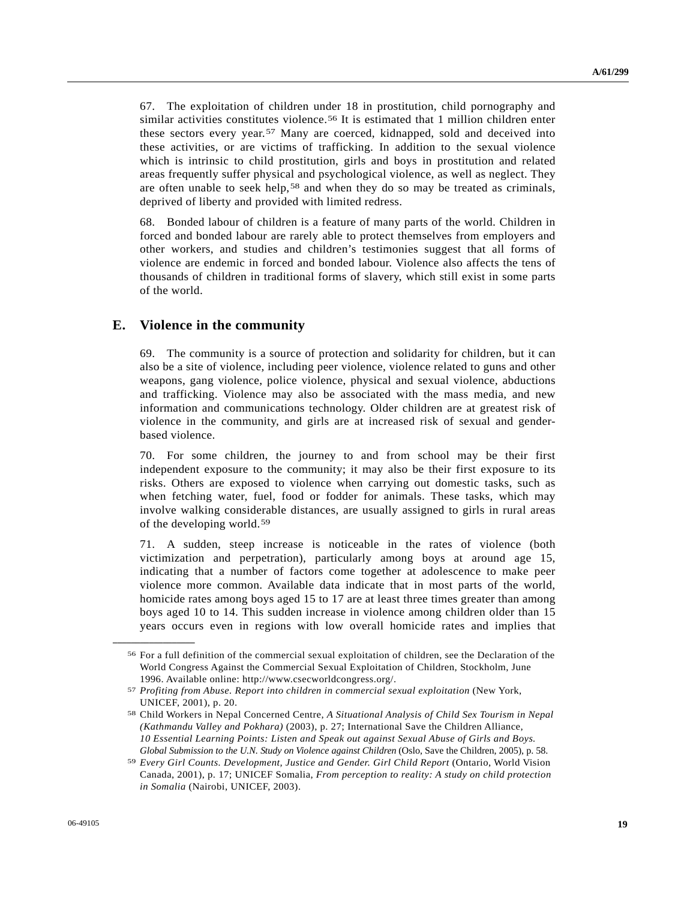67. The exploitation of children under 18 in prostitution, child pornography and similar activities constitutes violence.[56] It is estimated that 1 million children enter these sectors every year.[57] Many are coerced, kidnapped, sold and deceived into these activities, or are victims of trafficking. In addition to the sexual violence which is intrinsic to child prostitution, girls and boys in prostitution and related areas frequently suffer physical and psychological violence, as well as neglect. They are often unable to seek help,[58] and when they do so may be treated as criminals, deprived of liberty and provided with limited redress.

68. Bonded labour of children is a feature of many parts of the world. Children in forced and bonded labour are rarely able to protect themselves from employers and other workers, and studies and children's testimonies suggest that all forms of violence are endemic in forced and bonded labour. Violence also affects the tens of thousands of children in traditional forms of slavery, which still exist in some parts of the world.

## E. Violence in the community

69. The community is a source of protection and solidarity for children, but it can also be a site of violence, including peer violence, violence related to guns and other weapons, gang violence, police violence, physical and sexual violence, abductions and trafficking. Violence may also be associated with the mass media, and new information and communications technology. Older children are at greatest risk of violence in the community, and girls are at increased risk of sexual and gender-based violence.

70. For some children, the journey to and from school may be their first independent exposure to the community; it may also be their first exposure to its risks. Others are exposed to violence when carrying out domestic tasks, such as when fetching water, fuel, food or fodder for animals. These tasks, which may involve walking considerable distances, are usually assigned to girls in rural areas of the developing world.[59]

71. A sudden, steep increase is noticeable in the rates of violence (both victimization and perpetration), particularly among boys at around age 15, indicating that a number of factors come together at adolescence to make peer violence more common. Available data indicate that in most parts of the world, homicide rates among boys aged 15 to 17 are at least three times greater than among boys aged 10 to 14. This sudden increase in violence among children older than 15 years occurs even in regions with low overall homicide rates and implies that

---

[56] For a full definition of the commercial sexual exploitation of children, see the Declaration of the World Congress Against the Commercial Sexual Exploitation of Children, Stockholm, June 1996. Available online: http://www.csecworldcongress.org/.

[57] *Profiting from Abuse. Report into children in commercial sexual exploitation* (New York, UNICEF, 2001), p. 20.

[58] Child Workers in Nepal Concerned Centre, *A Situational Analysis of Child Sex Tourism in Nepal (Kathmandu Valley and Pokhara)* (2003), p. 27; International Save the Children Alliance, *10 Essential Learning Points: Listen and Speak out against Sexual Abuse of Girls and Boys. Global Submission to the U.N. Study on Violence against Children* (Oslo, Save the Children, 2005), p. 58.

[59] *Every Girl Counts. Development, Justice and Gender. Girl Child Report* (Ontario, World Vision Canada, 2001), p. 17; UNICEF Somalia, *From perception to reality: A study on child protection in Somalia* (Nairobi, UNICEF, 2003).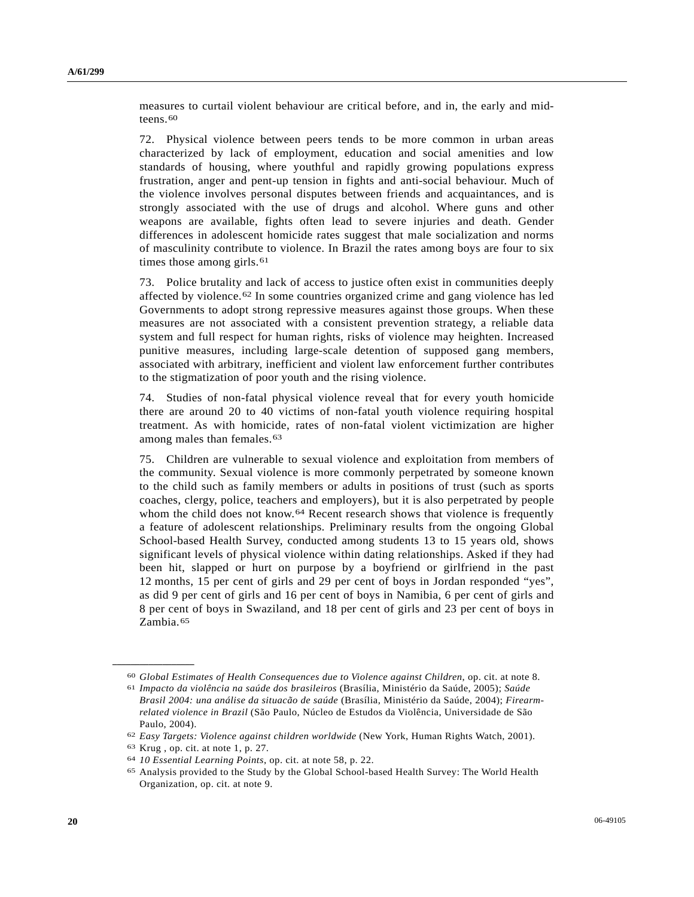measures to curtail violent behaviour are critical before, and in, the early and mid-teens.[60]

72. Physical violence between peers tends to be more common in urban areas characterized by lack of employment, education and social amenities and low standards of housing, where youthful and rapidly growing populations express frustration, anger and pent-up tension in fights and anti-social behaviour. Much of the violence involves personal disputes between friends and acquaintances, and is strongly associated with the use of drugs and alcohol. Where guns and other weapons are available, fights often lead to severe injuries and death. Gender differences in adolescent homicide rates suggest that male socialization and norms of masculinity contribute to violence. In Brazil the rates among boys are four to six times those among girls.[61]

73. Police brutality and lack of access to justice often exist in communities deeply affected by violence.[62] In some countries organized crime and gang violence has led Governments to adopt strong repressive measures against those groups. When these measures are not associated with a consistent prevention strategy, a reliable data system and full respect for human rights, risks of violence may heighten. Increased punitive measures, including large-scale detention of supposed gang members, associated with arbitrary, inefficient and violent law enforcement further contributes to the stigmatization of poor youth and the rising violence.

74. Studies of non-fatal physical violence reveal that for every youth homicide there are around 20 to 40 victims of non-fatal youth violence requiring hospital treatment. As with homicide, rates of non-fatal violent victimization are higher among males than females.[63]

75. Children are vulnerable to sexual violence and exploitation from members of the community. Sexual violence is more commonly perpetrated by someone known to the child such as family members or adults in positions of trust (such as sports coaches, clergy, police, teachers and employers), but it is also perpetrated by people whom the child does not know.[64] Recent research shows that violence is frequently a feature of adolescent relationships. Preliminary results from the ongoing Global School-based Health Survey, conducted among students 13 to 15 years old, shows significant levels of physical violence within dating relationships. Asked if they had been hit, slapped or hurt on purpose by a boyfriend or girlfriend in the past 12 months, 15 per cent of girls and 29 per cent of boys in Jordan responded "yes", as did 9 per cent of girls and 16 per cent of boys in Namibia, 6 per cent of girls and 8 per cent of boys in Swaziland, and 18 per cent of girls and 23 per cent of boys in Zambia.[65]

---

[60] *Global Estimates of Health Consequences due to Violence against Children*, op. cit. at note 8.

[61] *Impacto da violência na saúde dos brasileiros* (Brasília, Ministério da Saúde, 2005); *Saúde Brasil 2004: una análise da situacão de saúde* (Brasília, Ministério da Saúde, 2004); *Firearm-related violence in Brazil* (São Paulo, Núcleo de Estudos da Violência, Universidade de São Paulo, 2004).

[62] *Easy Targets: Violence against children worldwide* (New York, Human Rights Watch, 2001).

[63] Krug , op. cit. at note 1, p. 27.

[64] *10 Essential Learning Points*, op. cit. at note 58, p. 22.

[65] Analysis provided to the Study by the Global School-based Health Survey: The World Health Organization, op. cit. at note 9.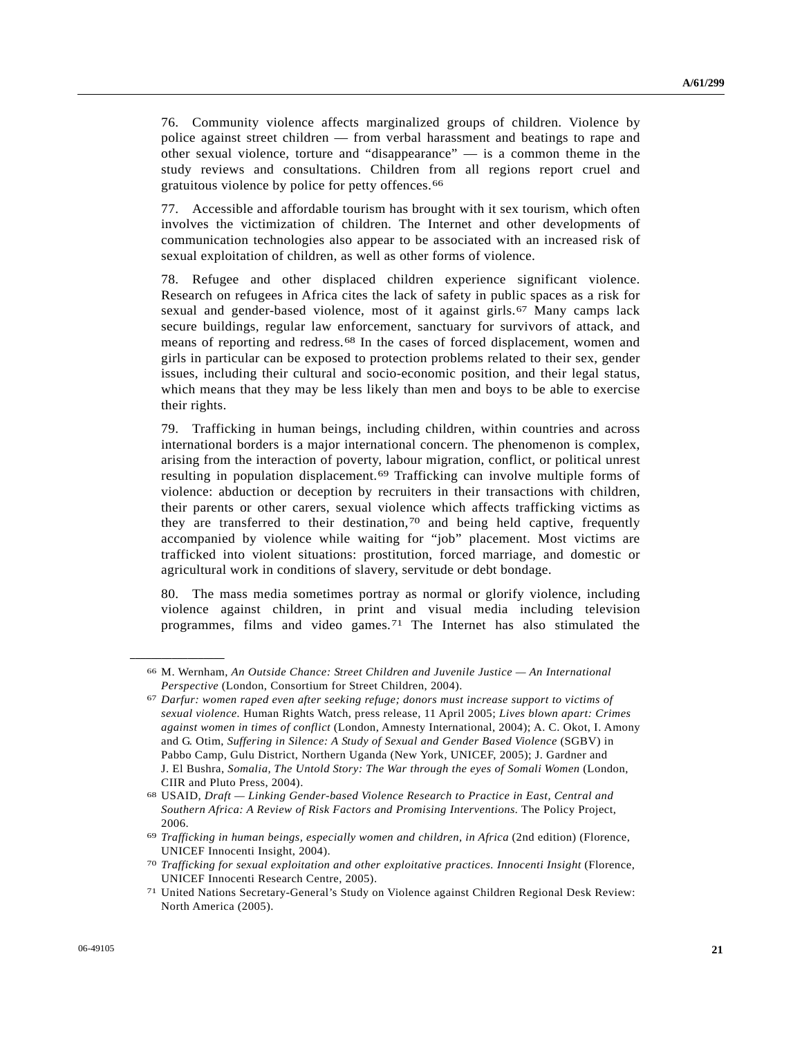76. Community violence affects marginalized groups of children. Violence by police against street children — from verbal harassment and beatings to rape and other sexual violence, torture and "disappearance" — is a common theme in the study reviews and consultations. Children from all regions report cruel and gratuitous violence by police for petty offences.[66]

77. Accessible and affordable tourism has brought with it sex tourism, which often involves the victimization of children. The Internet and other developments of communication technologies also appear to be associated with an increased risk of sexual exploitation of children, as well as other forms of violence.

78. Refugee and other displaced children experience significant violence. Research on refugees in Africa cites the lack of safety in public spaces as a risk for sexual and gender-based violence, most of it against girls.[67] Many camps lack secure buildings, regular law enforcement, sanctuary for survivors of attack, and means of reporting and redress.[68] In the cases of forced displacement, women and girls in particular can be exposed to protection problems related to their sex, gender issues, including their cultural and socio-economic position, and their legal status, which means that they may be less likely than men and boys to be able to exercise their rights.

79. Trafficking in human beings, including children, within countries and across international borders is a major international concern. The phenomenon is complex, arising from the interaction of poverty, labour migration, conflict, or political unrest resulting in population displacement.[69] Trafficking can involve multiple forms of violence: abduction or deception by recruiters in their transactions with children, their parents or other carers, sexual violence which affects trafficking victims as they are transferred to their destination,[70] and being held captive, frequently accompanied by violence while waiting for "job" placement. Most victims are trafficked into violent situations: prostitution, forced marriage, and domestic or agricultural work in conditions of slavery, servitude or debt bondage.

80. The mass media sometimes portray as normal or glorify violence, including violence against children, in print and visual media including television programmes, films and video games.[71] The Internet has also stimulated the

---

[66] M. Wernham, *An Outside Chance: Street Children and Juvenile Justice — An International Perspective* (London, Consortium for Street Children, 2004).

[67] *Darfur: women raped even after seeking refuge; donors must increase support to victims of sexual violence.* Human Rights Watch, press release, 11 April 2005; *Lives blown apart: Crimes against women in times of conflict* (London, Amnesty International, 2004); A. C. Okot, I. Amony and G. Otim, *Suffering in Silence: A Study of Sexual and Gender Based Violence* (SGBV) in Pabbo Camp, Gulu District, Northern Uganda (New York, UNICEF, 2005); J. Gardner and J. El Bushra, *Somalia, The Untold Story: The War through the eyes of Somali Women* (London, CIIR and Pluto Press, 2004).

[68] USAID, *Draft — Linking Gender-based Violence Research to Practice in East, Central and Southern Africa: A Review of Risk Factors and Promising Interventions.* The Policy Project, 2006.

[69] *Trafficking in human beings, especially women and children, in Africa* (2nd edition) (Florence, UNICEF Innocenti Insight, 2004).

[70] *Trafficking for sexual exploitation and other exploitative practices. Innocenti Insight* (Florence, UNICEF Innocenti Research Centre, 2005).

[71] United Nations Secretary-General's Study on Violence against Children Regional Desk Review: North America (2005).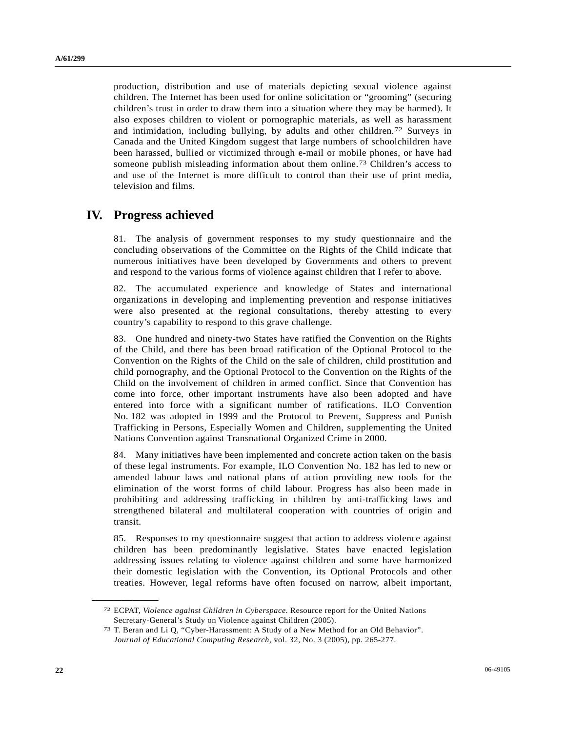production, distribution and use of materials depicting sexual violence against children. The Internet has been used for online solicitation or "grooming" (securing children's trust in order to draw them into a situation where they may be harmed). It also exposes children to violent or pornographic materials, as well as harassment and intimidation, including bullying, by adults and other children.[72] Surveys in Canada and the United Kingdom suggest that large numbers of schoolchildren have been harassed, bullied or victimized through e-mail or mobile phones, or have had someone publish misleading information about them online.[73] Children's access to and use of the Internet is more difficult to control than their use of print media, television and films.

# IV. Progress achieved

81. The analysis of government responses to my study questionnaire and the concluding observations of the Committee on the Rights of the Child indicate that numerous initiatives have been developed by Governments and others to prevent and respond to the various forms of violence against children that I refer to above.

82. The accumulated experience and knowledge of States and international organizations in developing and implementing prevention and response initiatives were also presented at the regional consultations, thereby attesting to every country's capability to respond to this grave challenge.

83. One hundred and ninety-two States have ratified the Convention on the Rights of the Child, and there has been broad ratification of the Optional Protocol to the Convention on the Rights of the Child on the sale of children, child prostitution and child pornography, and the Optional Protocol to the Convention on the Rights of the Child on the involvement of children in armed conflict. Since that Convention has come into force, other important instruments have also been adopted and have entered into force with a significant number of ratifications. ILO Convention No. 182 was adopted in 1999 and the Protocol to Prevent, Suppress and Punish Trafficking in Persons, Especially Women and Children, supplementing the United Nations Convention against Transnational Organized Crime in 2000.

84. Many initiatives have been implemented and concrete action taken on the basis of these legal instruments. For example, ILO Convention No. 182 has led to new or amended labour laws and national plans of action providing new tools for the elimination of the worst forms of child labour. Progress has also been made in prohibiting and addressing trafficking in children by anti-trafficking laws and strengthened bilateral and multilateral cooperation with countries of origin and transit.

85. Responses to my questionnaire suggest that action to address violence against children has been predominantly legislative. States have enacted legislation addressing issues relating to violence against children and some have harmonized their domestic legislation with the Convention, its Optional Protocols and other treaties. However, legal reforms have often focused on narrow, albeit important,

---

[72] ECPAT, *Violence against Children in Cyberspace*. Resource report for the United Nations Secretary-General's Study on Violence against Children (2005).

[73] T. Beran and Li Q, "Cyber-Harassment: A Study of a New Method for an Old Behavior". *Journal of Educational Computing Research*, vol. 32, No. 3 (2005), pp. 265-277.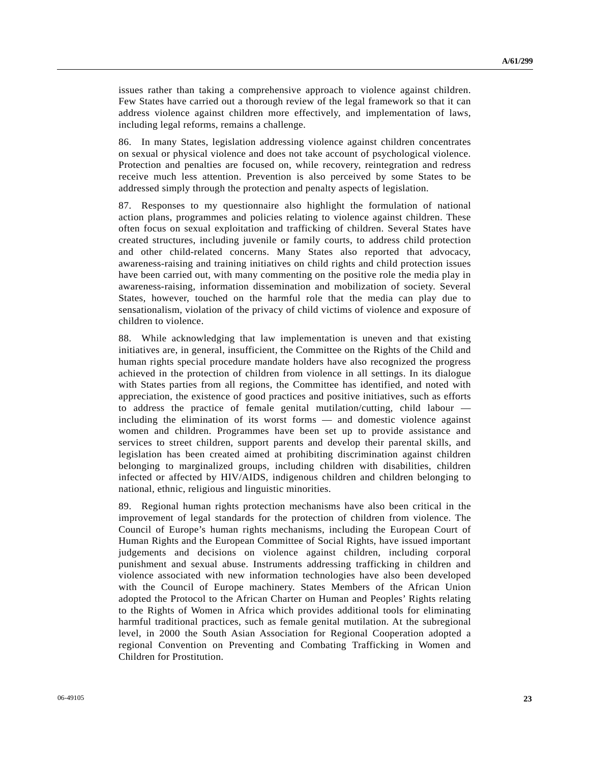issues rather than taking a comprehensive approach to violence against children. Few States have carried out a thorough review of the legal framework so that it can address violence against children more effectively, and implementation of laws, including legal reforms, remains a challenge.

86. In many States, legislation addressing violence against children concentrates on sexual or physical violence and does not take account of psychological violence. Protection and penalties are focused on, while recovery, reintegration and redress receive much less attention. Prevention is also perceived by some States to be addressed simply through the protection and penalty aspects of legislation.

87. Responses to my questionnaire also highlight the formulation of national action plans, programmes and policies relating to violence against children. These often focus on sexual exploitation and trafficking of children. Several States have created structures, including juvenile or family courts, to address child protection and other child-related concerns. Many States also reported that advocacy, awareness-raising and training initiatives on child rights and child protection issues have been carried out, with many commenting on the positive role the media play in awareness-raising, information dissemination and mobilization of society. Several States, however, touched on the harmful role that the media can play due to sensationalism, violation of the privacy of child victims of violence and exposure of children to violence.

88. While acknowledging that law implementation is uneven and that existing initiatives are, in general, insufficient, the Committee on the Rights of the Child and human rights special procedure mandate holders have also recognized the progress achieved in the protection of children from violence in all settings. In its dialogue with States parties from all regions, the Committee has identified, and noted with appreciation, the existence of good practices and positive initiatives, such as efforts to address the practice of female genital mutilation/cutting, child labour — including the elimination of its worst forms — and domestic violence against women and children. Programmes have been set up to provide assistance and services to street children, support parents and develop their parental skills, and legislation has been created aimed at prohibiting discrimination against children belonging to marginalized groups, including children with disabilities, children infected or affected by HIV/AIDS, indigenous children and children belonging to national, ethnic, religious and linguistic minorities.

89. Regional human rights protection mechanisms have also been critical in the improvement of legal standards for the protection of children from violence. The Council of Europe's human rights mechanisms, including the European Court of Human Rights and the European Committee of Social Rights, have issued important judgements and decisions on violence against children, including corporal punishment and sexual abuse. Instruments addressing trafficking in children and violence associated with new information technologies have also been developed with the Council of Europe machinery. States Members of the African Union adopted the Protocol to the African Charter on Human and Peoples' Rights relating to the Rights of Women in Africa which provides additional tools for eliminating harmful traditional practices, such as female genital mutilation. At the subregional level, in 2000 the South Asian Association for Regional Cooperation adopted a regional Convention on Preventing and Combating Trafficking in Women and Children for Prostitution.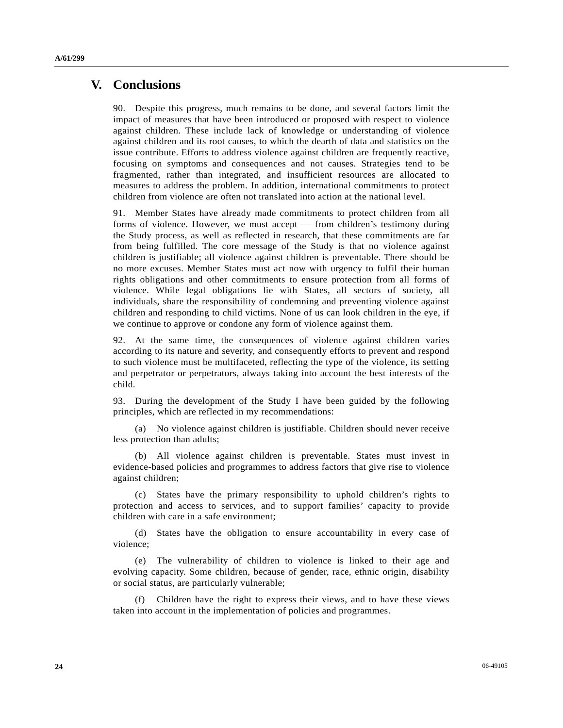# V. Conclusions

90. Despite this progress, much remains to be done, and several factors limit the impact of measures that have been introduced or proposed with respect to violence against children. These include lack of knowledge or understanding of violence against children and its root causes, to which the dearth of data and statistics on the issue contribute. Efforts to address violence against children are frequently reactive, focusing on symptoms and consequences and not causes. Strategies tend to be fragmented, rather than integrated, and insufficient resources are allocated to measures to address the problem. In addition, international commitments to protect children from violence are often not translated into action at the national level.

91. Member States have already made commitments to protect children from all forms of violence. However, we must accept — from children's testimony during the Study process, as well as reflected in research, that these commitments are far from being fulfilled. The core message of the Study is that no violence against children is justifiable; all violence against children is preventable. There should be no more excuses. Member States must act now with urgency to fulfil their human rights obligations and other commitments to ensure protection from all forms of violence. While legal obligations lie with States, all sectors of society, all individuals, share the responsibility of condemning and preventing violence against children and responding to child victims. None of us can look children in the eye, if we continue to approve or condone any form of violence against them.

92. At the same time, the consequences of violence against children varies according to its nature and severity, and consequently efforts to prevent and respond to such violence must be multifaceted, reflecting the type of the violence, its setting and perpetrator or perpetrators, always taking into account the best interests of the child.

93. During the development of the Study I have been guided by the following principles, which are reflected in my recommendations:

(a) No violence against children is justifiable. Children should never receive less protection than adults;

(b) All violence against children is preventable. States must invest in evidence-based policies and programmes to address factors that give rise to violence against children;

(c) States have the primary responsibility to uphold children's rights to protection and access to services, and to support families' capacity to provide children with care in a safe environment;

(d) States have the obligation to ensure accountability in every case of violence;

(e) The vulnerability of children to violence is linked to their age and evolving capacity. Some children, because of gender, race, ethnic origin, disability or social status, are particularly vulnerable;

(f) Children have the right to express their views, and to have these views taken into account in the implementation of policies and programmes.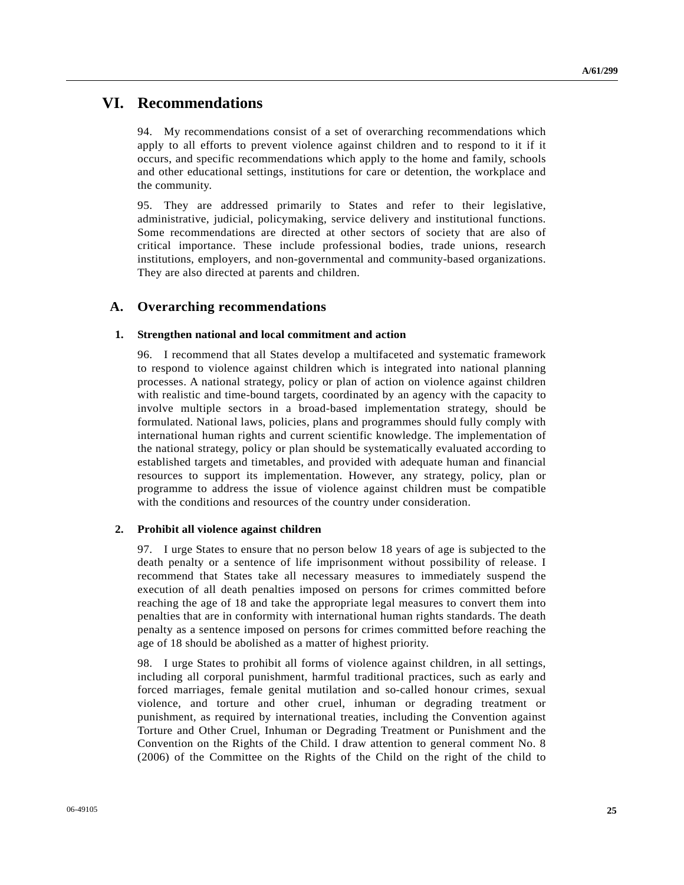# VI. Recommendations

94. My recommendations consist of a set of overarching recommendations which apply to all efforts to prevent violence against children and to respond to it if it occurs, and specific recommendations which apply to the home and family, schools and other educational settings, institutions for care or detention, the workplace and the community.

95. They are addressed primarily to States and refer to their legislative, administrative, judicial, policymaking, service delivery and institutional functions. Some recommendations are directed at other sectors of society that are also of critical importance. These include professional bodies, trade unions, research institutions, employers, and non-governmental and community-based organizations. They are also directed at parents and children.

## A. Overarching recommendations

### 1. Strengthen national and local commitment and action

96. I recommend that all States develop a multifaceted and systematic framework to respond to violence against children which is integrated into national planning processes. A national strategy, policy or plan of action on violence against children with realistic and time-bound targets, coordinated by an agency with the capacity to involve multiple sectors in a broad-based implementation strategy, should be formulated. National laws, policies, plans and programmes should fully comply with international human rights and current scientific knowledge. The implementation of the national strategy, policy or plan should be systematically evaluated according to established targets and timetables, and provided with adequate human and financial resources to support its implementation. However, any strategy, policy, plan or programme to address the issue of violence against children must be compatible with the conditions and resources of the country under consideration.

### 2. Prohibit all violence against children

97. I urge States to ensure that no person below 18 years of age is subjected to the death penalty or a sentence of life imprisonment without possibility of release. I recommend that States take all necessary measures to immediately suspend the execution of all death penalties imposed on persons for crimes committed before reaching the age of 18 and take the appropriate legal measures to convert them into penalties that are in conformity with international human rights standards. The death penalty as a sentence imposed on persons for crimes committed before reaching the age of 18 should be abolished as a matter of highest priority.

98. I urge States to prohibit all forms of violence against children, in all settings, including all corporal punishment, harmful traditional practices, such as early and forced marriages, female genital mutilation and so-called honour crimes, sexual violence, and torture and other cruel, inhuman or degrading treatment or punishment, as required by international treaties, including the Convention against Torture and Other Cruel, Inhuman or Degrading Treatment or Punishment and the Convention on the Rights of the Child. I draw attention to general comment No. 8 (2006) of the Committee on the Rights of the Child on the right of the child to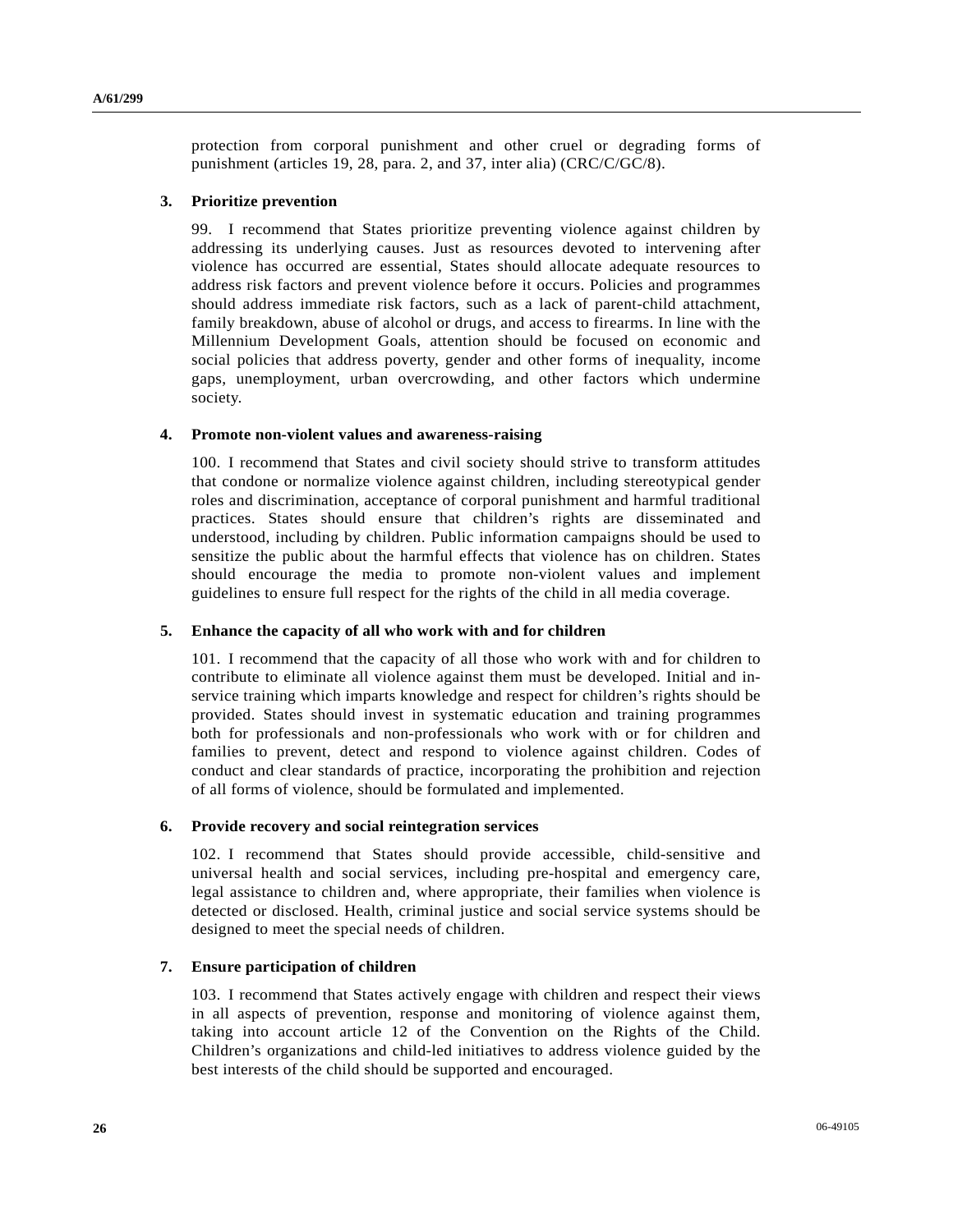protection from corporal punishment and other cruel or degrading forms of punishment (articles 19, 28, para. 2, and 37, inter alia) (CRC/C/GC/8).

### 3. Prioritize prevention

99. I recommend that States prioritize preventing violence against children by addressing its underlying causes. Just as resources devoted to intervening after violence has occurred are essential, States should allocate adequate resources to address risk factors and prevent violence before it occurs. Policies and programmes should address immediate risk factors, such as a lack of parent-child attachment, family breakdown, abuse of alcohol or drugs, and access to firearms. In line with the Millennium Development Goals, attention should be focused on economic and social policies that address poverty, gender and other forms of inequality, income gaps, unemployment, urban overcrowding, and other factors which undermine society.

### 4. Promote non-violent values and awareness-raising

100. I recommend that States and civil society should strive to transform attitudes that condone or normalize violence against children, including stereotypical gender roles and discrimination, acceptance of corporal punishment and harmful traditional practices. States should ensure that children's rights are disseminated and understood, including by children. Public information campaigns should be used to sensitize the public about the harmful effects that violence has on children. States should encourage the media to promote non-violent values and implement guidelines to ensure full respect for the rights of the child in all media coverage.

### 5. Enhance the capacity of all who work with and for children

101. I recommend that the capacity of all those who work with and for children to contribute to eliminate all violence against them must be developed. Initial and in-service training which imparts knowledge and respect for children's rights should be provided. States should invest in systematic education and training programmes both for professionals and non-professionals who work with or for children and families to prevent, detect and respond to violence against children. Codes of conduct and clear standards of practice, incorporating the prohibition and rejection of all forms of violence, should be formulated and implemented.

### 6. Provide recovery and social reintegration services

102. I recommend that States should provide accessible, child-sensitive and universal health and social services, including pre-hospital and emergency care, legal assistance to children and, where appropriate, their families when violence is detected or disclosed. Health, criminal justice and social service systems should be designed to meet the special needs of children.

### 7. Ensure participation of children

103. I recommend that States actively engage with children and respect their views in all aspects of prevention, response and monitoring of violence against them, taking into account article 12 of the Convention on the Rights of the Child. Children's organizations and child-led initiatives to address violence guided by the best interests of the child should be supported and encouraged.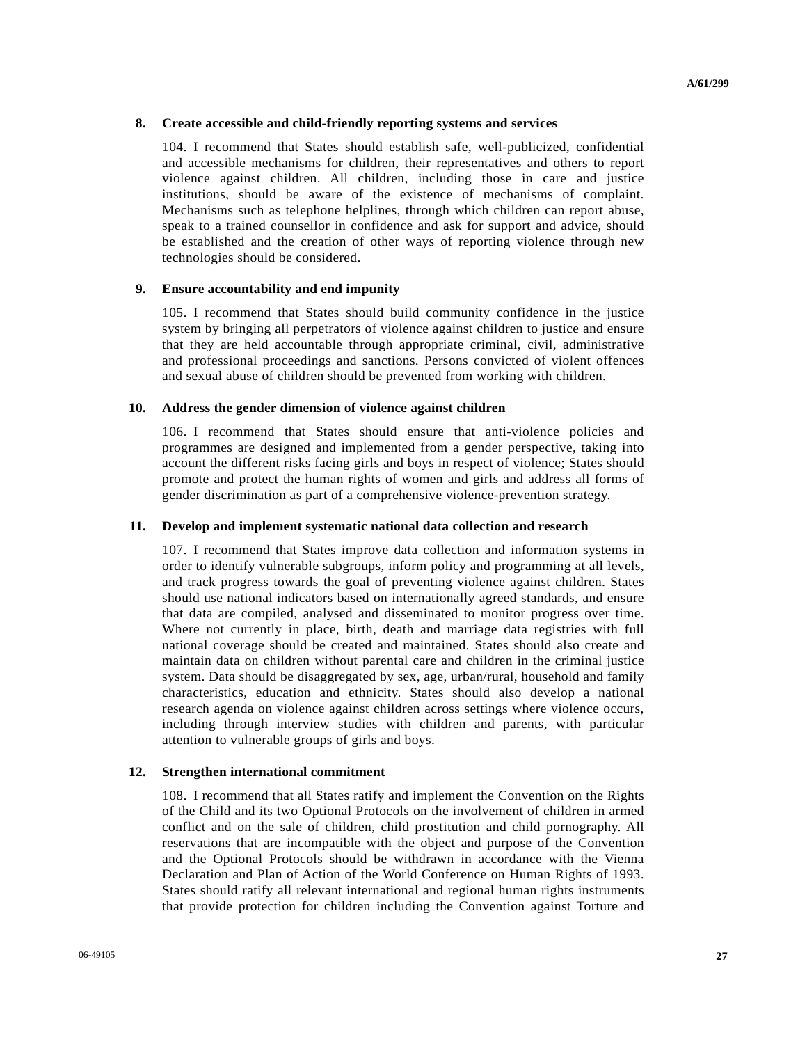### 8. Create accessible and child-friendly reporting systems and services

104. I recommend that States should establish safe, well-publicized, confidential and accessible mechanisms for children, their representatives and others to report violence against children. All children, including those in care and justice institutions, should be aware of the existence of mechanisms of complaint. Mechanisms such as telephone helplines, through which children can report abuse, speak to a trained counsellor in confidence and ask for support and advice, should be established and the creation of other ways of reporting violence through new technologies should be considered.

### 9. Ensure accountability and end impunity

105. I recommend that States should build community confidence in the justice system by bringing all perpetrators of violence against children to justice and ensure that they are held accountable through appropriate criminal, civil, administrative and professional proceedings and sanctions. Persons convicted of violent offences and sexual abuse of children should be prevented from working with children.

### 10. Address the gender dimension of violence against children

106. I recommend that States should ensure that anti-violence policies and programmes are designed and implemented from a gender perspective, taking into account the different risks facing girls and boys in respect of violence; States should promote and protect the human rights of women and girls and address all forms of gender discrimination as part of a comprehensive violence-prevention strategy.

### 11. Develop and implement systematic national data collection and research

107. I recommend that States improve data collection and information systems in order to identify vulnerable subgroups, inform policy and programming at all levels, and track progress towards the goal of preventing violence against children. States should use national indicators based on internationally agreed standards, and ensure that data are compiled, analysed and disseminated to monitor progress over time. Where not currently in place, birth, death and marriage data registries with full national coverage should be created and maintained. States should also create and maintain data on children without parental care and children in the criminal justice system. Data should be disaggregated by sex, age, urban/rural, household and family characteristics, education and ethnicity. States should also develop a national research agenda on violence against children across settings where violence occurs, including through interview studies with children and parents, with particular attention to vulnerable groups of girls and boys.

### 12. Strengthen international commitment

108. I recommend that all States ratify and implement the Convention on the Rights of the Child and its two Optional Protocols on the involvement of children in armed conflict and on the sale of children, child prostitution and child pornography. All reservations that are incompatible with the object and purpose of the Convention and the Optional Protocols should be withdrawn in accordance with the Vienna Declaration and Plan of Action of the World Conference on Human Rights of 1993. States should ratify all relevant international and regional human rights instruments that provide protection for children including the Convention against Torture and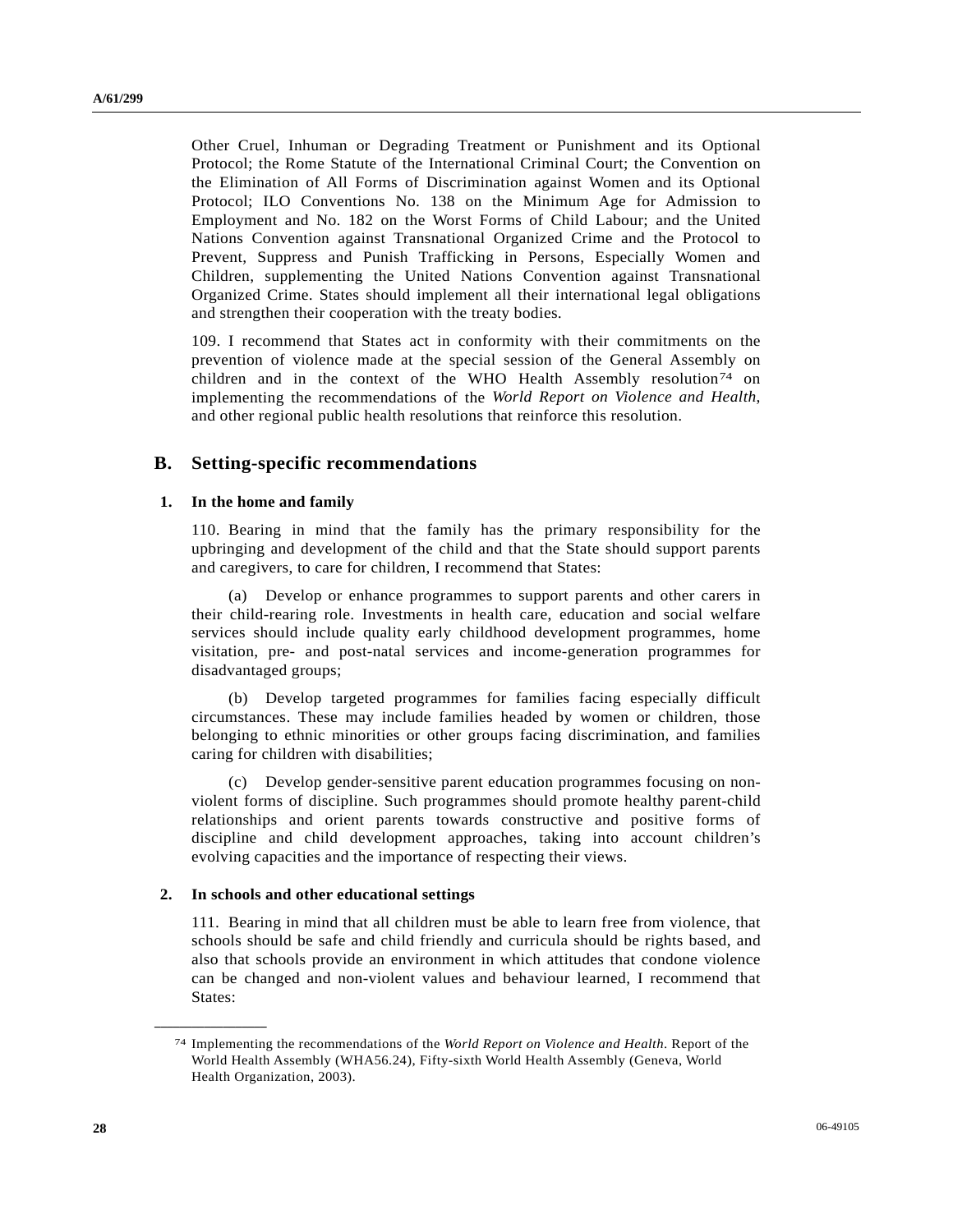Other Cruel, Inhuman or Degrading Treatment or Punishment and its Optional Protocol; the Rome Statute of the International Criminal Court; the Convention on the Elimination of All Forms of Discrimination against Women and its Optional Protocol; ILO Conventions No. 138 on the Minimum Age for Admission to Employment and No. 182 on the Worst Forms of Child Labour; and the United Nations Convention against Transnational Organized Crime and the Protocol to Prevent, Suppress and Punish Trafficking in Persons, Especially Women and Children, supplementing the United Nations Convention against Transnational Organized Crime. States should implement all their international legal obligations and strengthen their cooperation with the treaty bodies.

109. I recommend that States act in conformity with their commitments on the prevention of violence made at the special session of the General Assembly on children and in the context of the WHO Health Assembly resolution[74] on implementing the recommendations of the *World Report on Violence and Health*, and other regional public health resolutions that reinforce this resolution.

## B. Setting-specific recommendations

### 1. In the home and family

110. Bearing in mind that the family has the primary responsibility for the upbringing and development of the child and that the State should support parents and caregivers, to care for children, I recommend that States:

(a) Develop or enhance programmes to support parents and other carers in their child-rearing role. Investments in health care, education and social welfare services should include quality early childhood development programmes, home visitation, pre- and post-natal services and income-generation programmes for disadvantaged groups;

(b) Develop targeted programmes for families facing especially difficult circumstances. These may include families headed by women or children, those belonging to ethnic minorities or other groups facing discrimination, and families caring for children with disabilities;

(c) Develop gender-sensitive parent education programmes focusing on non-violent forms of discipline. Such programmes should promote healthy parent-child relationships and orient parents towards constructive and positive forms of discipline and child development approaches, taking into account children's evolving capacities and the importance of respecting their views.

### 2. In schools and other educational settings

111. Bearing in mind that all children must be able to learn free from violence, that schools should be safe and child friendly and curricula should be rights based, and also that schools provide an environment in which attitudes that condone violence can be changed and non-violent values and behaviour learned, I recommend that States:

---

[74] Implementing the recommendations of the *World Report on Violence and Health*. Report of the World Health Assembly (WHA56.24), Fifty-sixth World Health Assembly (Geneva, World Health Organization, 2003).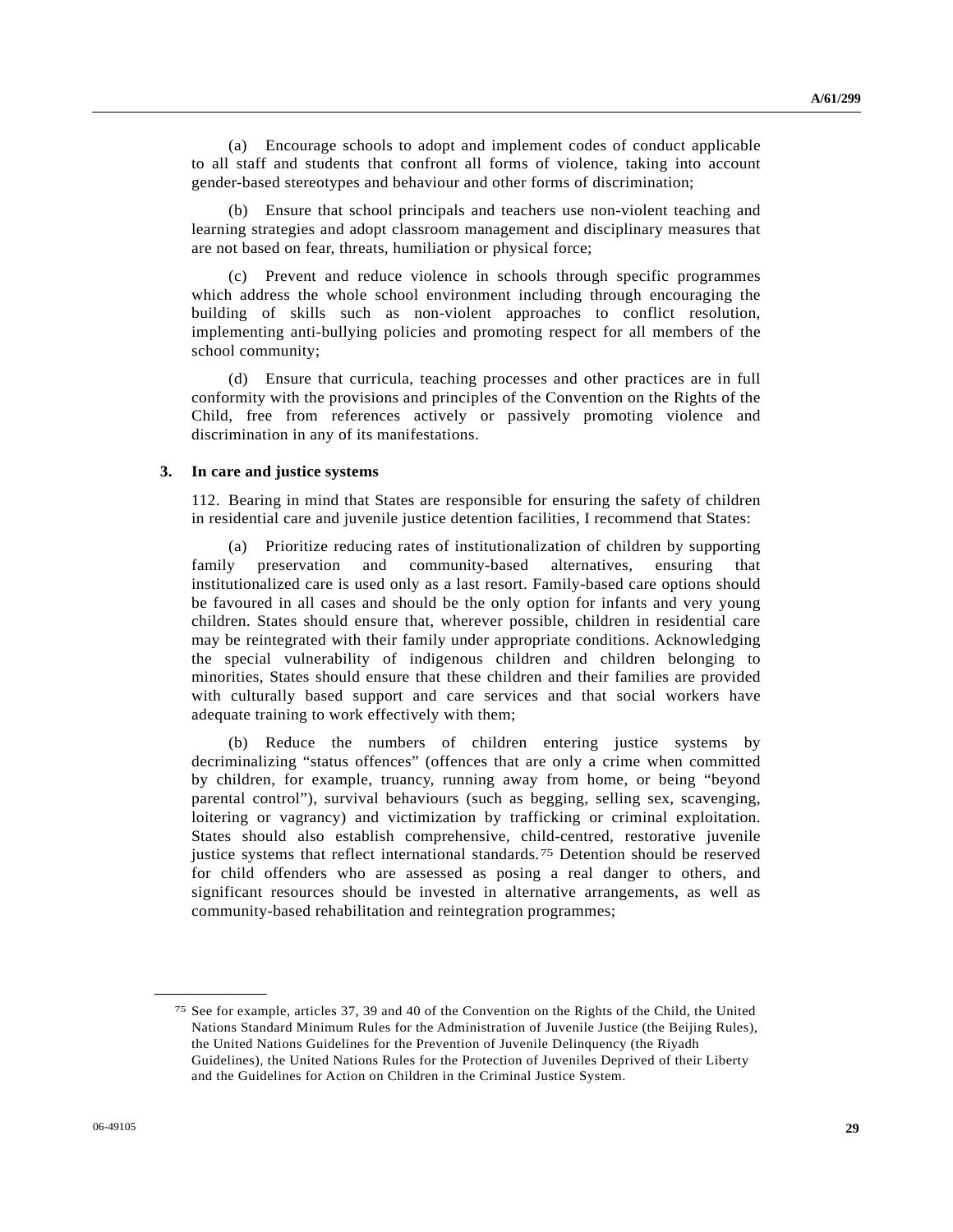(a) Encourage schools to adopt and implement codes of conduct applicable to all staff and students that confront all forms of violence, taking into account gender-based stereotypes and behaviour and other forms of discrimination;

(b) Ensure that school principals and teachers use non-violent teaching and learning strategies and adopt classroom management and disciplinary measures that are not based on fear, threats, humiliation or physical force;

(c) Prevent and reduce violence in schools through specific programmes which address the whole school environment including through encouraging the building of skills such as non-violent approaches to conflict resolution, implementing anti-bullying policies and promoting respect for all members of the school community;

(d) Ensure that curricula, teaching processes and other practices are in full conformity with the provisions and principles of the Convention on the Rights of the Child, free from references actively or passively promoting violence and discrimination in any of its manifestations.

### 3. In care and justice systems

112. Bearing in mind that States are responsible for ensuring the safety of children in residential care and juvenile justice detention facilities, I recommend that States:

(a) Prioritize reducing rates of institutionalization of children by supporting family preservation and community-based alternatives, ensuring that institutionalized care is used only as a last resort. Family-based care options should be favoured in all cases and should be the only option for infants and very young children. States should ensure that, wherever possible, children in residential care may be reintegrated with their family under appropriate conditions. Acknowledging the special vulnerability of indigenous children and children belonging to minorities, States should ensure that these children and their families are provided with culturally based support and care services and that social workers have adequate training to work effectively with them;

(b) Reduce the numbers of children entering justice systems by decriminalizing "status offences" (offences that are only a crime when committed by children, for example, truancy, running away from home, or being "beyond parental control"), survival behaviours (such as begging, selling sex, scavenging, loitering or vagrancy) and victimization by trafficking or criminal exploitation. States should also establish comprehensive, child-centred, restorative juvenile justice systems that reflect international standards.[75] Detention should be reserved for child offenders who are assessed as posing a real danger to others, and significant resources should be invested in alternative arrangements, as well as community-based rehabilitation and reintegration programmes;

---

[75] See for example, articles 37, 39 and 40 of the Convention on the Rights of the Child, the United Nations Standard Minimum Rules for the Administration of Juvenile Justice (the Beijing Rules), the United Nations Guidelines for the Prevention of Juvenile Delinquency (the Riyadh Guidelines), the United Nations Rules for the Protection of Juveniles Deprived of their Liberty and the Guidelines for Action on Children in the Criminal Justice System.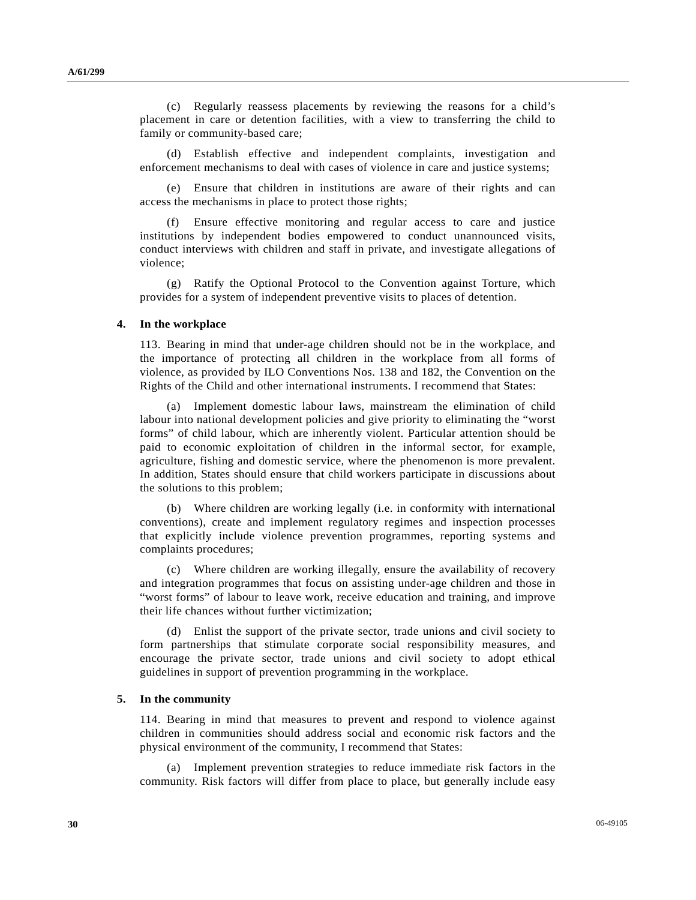(c) Regularly reassess placements by reviewing the reasons for a child's placement in care or detention facilities, with a view to transferring the child to family or community-based care;

(d) Establish effective and independent complaints, investigation and enforcement mechanisms to deal with cases of violence in care and justice systems;

(e) Ensure that children in institutions are aware of their rights and can access the mechanisms in place to protect those rights;

(f) Ensure effective monitoring and regular access to care and justice institutions by independent bodies empowered to conduct unannounced visits, conduct interviews with children and staff in private, and investigate allegations of violence;

(g) Ratify the Optional Protocol to the Convention against Torture, which provides for a system of independent preventive visits to places of detention.

### 4. In the workplace

113. Bearing in mind that under-age children should not be in the workplace, and the importance of protecting all children in the workplace from all forms of violence, as provided by ILO Conventions Nos. 138 and 182, the Convention on the Rights of the Child and other international instruments. I recommend that States:

(a) Implement domestic labour laws, mainstream the elimination of child labour into national development policies and give priority to eliminating the "worst forms" of child labour, which are inherently violent. Particular attention should be paid to economic exploitation of children in the informal sector, for example, agriculture, fishing and domestic service, where the phenomenon is more prevalent. In addition, States should ensure that child workers participate in discussions about the solutions to this problem;

(b) Where children are working legally (i.e. in conformity with international conventions), create and implement regulatory regimes and inspection processes that explicitly include violence prevention programmes, reporting systems and complaints procedures;

(c) Where children are working illegally, ensure the availability of recovery and integration programmes that focus on assisting under-age children and those in "worst forms" of labour to leave work, receive education and training, and improve their life chances without further victimization;

(d) Enlist the support of the private sector, trade unions and civil society to form partnerships that stimulate corporate social responsibility measures, and encourage the private sector, trade unions and civil society to adopt ethical guidelines in support of prevention programming in the workplace.

### 5. In the community

114. Bearing in mind that measures to prevent and respond to violence against children in communities should address social and economic risk factors and the physical environment of the community, I recommend that States:

(a) Implement prevention strategies to reduce immediate risk factors in the community. Risk factors will differ from place to place, but generally include easy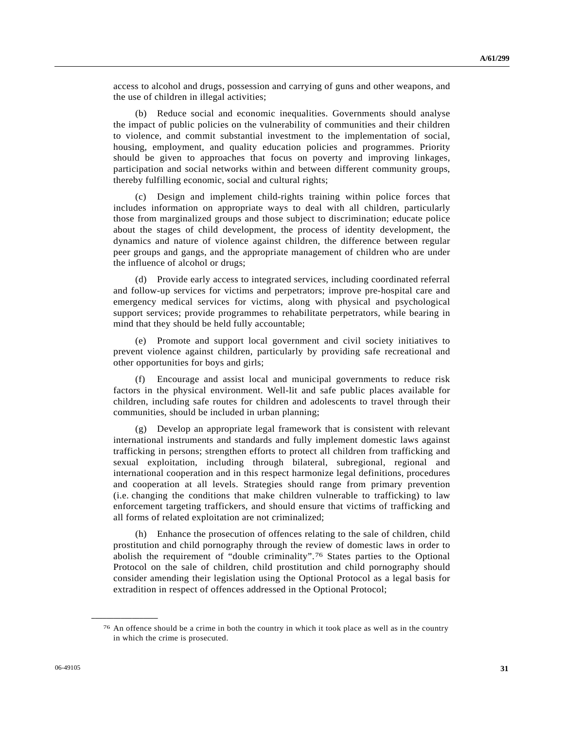access to alcohol and drugs, possession and carrying of guns and other weapons, and the use of children in illegal activities;

(b) Reduce social and economic inequalities. Governments should analyse the impact of public policies on the vulnerability of communities and their children to violence, and commit substantial investment to the implementation of social, housing, employment, and quality education policies and programmes. Priority should be given to approaches that focus on poverty and improving linkages, participation and social networks within and between different community groups, thereby fulfilling economic, social and cultural rights;

(c) Design and implement child-rights training within police forces that includes information on appropriate ways to deal with all children, particularly those from marginalized groups and those subject to discrimination; educate police about the stages of child development, the process of identity development, the dynamics and nature of violence against children, the difference between regular peer groups and gangs, and the appropriate management of children who are under the influence of alcohol or drugs;

(d) Provide early access to integrated services, including coordinated referral and follow-up services for victims and perpetrators; improve pre-hospital care and emergency medical services for victims, along with physical and psychological support services; provide programmes to rehabilitate perpetrators, while bearing in mind that they should be held fully accountable;

(e) Promote and support local government and civil society initiatives to prevent violence against children, particularly by providing safe recreational and other opportunities for boys and girls;

(f) Encourage and assist local and municipal governments to reduce risk factors in the physical environment. Well-lit and safe public places available for children, including safe routes for children and adolescents to travel through their communities, should be included in urban planning;

(g) Develop an appropriate legal framework that is consistent with relevant international instruments and standards and fully implement domestic laws against trafficking in persons; strengthen efforts to protect all children from trafficking and sexual exploitation, including through bilateral, subregional, regional and international cooperation and in this respect harmonize legal definitions, procedures and cooperation at all levels. Strategies should range from primary prevention (i.e. changing the conditions that make children vulnerable to trafficking) to law enforcement targeting traffickers, and should ensure that victims of trafficking and all forms of related exploitation are not criminalized;

(h) Enhance the prosecution of offences relating to the sale of children, child prostitution and child pornography through the review of domestic laws in order to abolish the requirement of "double criminality".[76] States parties to the Optional Protocol on the sale of children, child prostitution and child pornography should consider amending their legislation using the Optional Protocol as a legal basis for extradition in respect of offences addressed in the Optional Protocol;

---

[76] An offence should be a crime in both the country in which it took place as well as in the country in which the crime is prosecuted.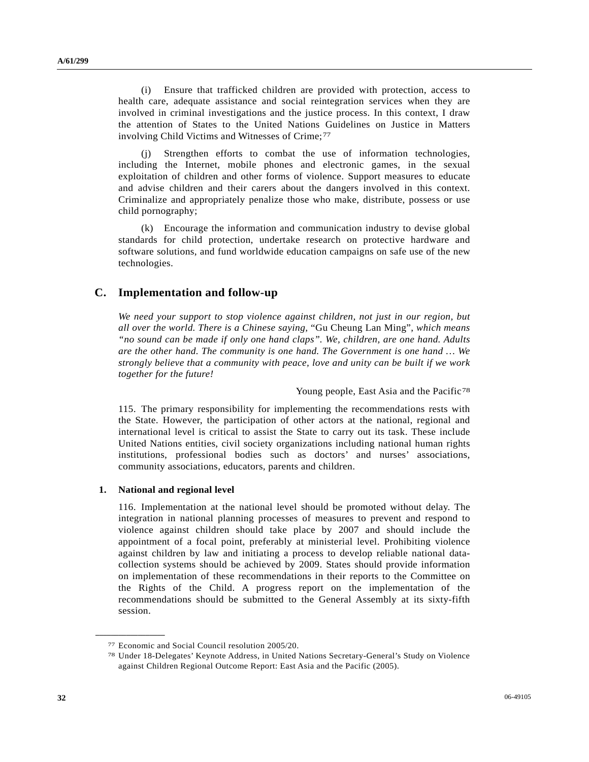(i) Ensure that trafficked children are provided with protection, access to health care, adequate assistance and social reintegration services when they are involved in criminal investigations and the justice process. In this context, I draw the attention of States to the United Nations Guidelines on Justice in Matters involving Child Victims and Witnesses of Crime;[77]

(j) Strengthen efforts to combat the use of information technologies, including the Internet, mobile phones and electronic games, in the sexual exploitation of children and other forms of violence. Support measures to educate and advise children and their carers about the dangers involved in this context. Criminalize and appropriately penalize those who make, distribute, possess or use child pornography;

(k) Encourage the information and communication industry to devise global standards for child protection, undertake research on protective hardware and software solutions, and fund worldwide education campaigns on safe use of the new technologies.

## C. Implementation and follow-up

*We need your support to stop violence against children, not just in our region, but all over the world. There is a Chinese saying,* "Gu Cheung Lan Ming", *which means "no sound can be made if only one hand claps". We, children, are one hand. Adults are the other hand. The community is one hand. The Government is one hand … We strongly believe that a community with peace, love and unity can be built if we work together for the future!*

Young people, East Asia and the Pacific[78]

115. The primary responsibility for implementing the recommendations rests with the State. However, the participation of other actors at the national, regional and international level is critical to assist the State to carry out its task. These include United Nations entities, civil society organizations including national human rights institutions, professional bodies such as doctors' and nurses' associations, community associations, educators, parents and children.

### 1. National and regional level

116. Implementation at the national level should be promoted without delay. The integration in national planning processes of measures to prevent and respond to violence against children should take place by 2007 and should include the appointment of a focal point, preferably at ministerial level. Prohibiting violence against children by law and initiating a process to develop reliable national data-collection systems should be achieved by 2009. States should provide information on implementation of these recommendations in their reports to the Committee on the Rights of the Child. A progress report on the implementation of the recommendations should be submitted to the General Assembly at its sixty-fifth session.

---

[77] Economic and Social Council resolution 2005/20.

[78] Under 18-Delegates' Keynote Address, in United Nations Secretary-General's Study on Violence against Children Regional Outcome Report: East Asia and the Pacific (2005).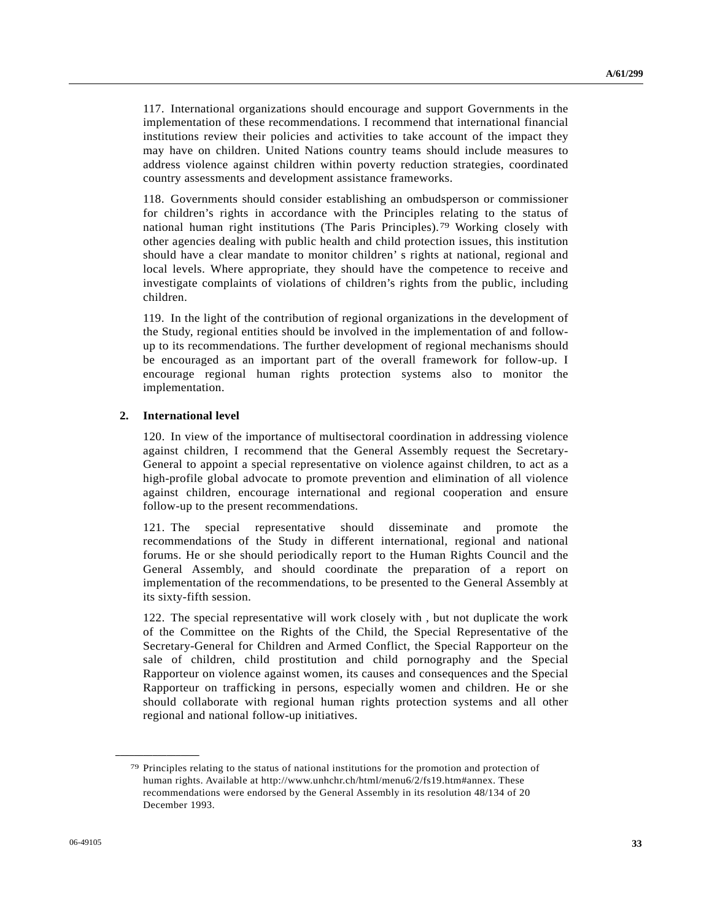117. International organizations should encourage and support Governments in the implementation of these recommendations. I recommend that international financial institutions review their policies and activities to take account of the impact they may have on children. United Nations country teams should include measures to address violence against children within poverty reduction strategies, coordinated country assessments and development assistance frameworks.

118. Governments should consider establishing an ombudsperson or commissioner for children's rights in accordance with the Principles relating to the status of national human right institutions (The Paris Principles).[79] Working closely with other agencies dealing with public health and child protection issues, this institution should have a clear mandate to monitor children' s rights at national, regional and local levels. Where appropriate, they should have the competence to receive and investigate complaints of violations of children's rights from the public, including children.

119. In the light of the contribution of regional organizations in the development of the Study, regional entities should be involved in the implementation of and follow-up to its recommendations. The further development of regional mechanisms should be encouraged as an important part of the overall framework for follow-up. I encourage regional human rights protection systems also to monitor the implementation.

## 2. International level

120. In view of the importance of multisectoral coordination in addressing violence against children, I recommend that the General Assembly request the Secretary-General to appoint a special representative on violence against children, to act as a high-profile global advocate to promote prevention and elimination of all violence against children, encourage international and regional cooperation and ensure follow-up to the present recommendations.

121. The special representative should disseminate and promote the recommendations of the Study in different international, regional and national forums. He or she should periodically report to the Human Rights Council and the General Assembly, and should coordinate the preparation of a report on implementation of the recommendations, to be presented to the General Assembly at its sixty-fifth session.

122. The special representative will work closely with , but not duplicate the work of the Committee on the Rights of the Child, the Special Representative of the Secretary-General for Children and Armed Conflict, the Special Rapporteur on the sale of children, child prostitution and child pornography and the Special Rapporteur on violence against women, its causes and consequences and the Special Rapporteur on trafficking in persons, especially women and children. He or she should collaborate with regional human rights protection systems and all other regional and national follow-up initiatives.

---

[79] Principles relating to the status of national institutions for the promotion and protection of human rights. Available at http://www.unhchr.ch/html/menu6/2/fs19.htm#annex. These recommendations were endorsed by the General Assembly in its resolution 48/134 of 20 December 1993.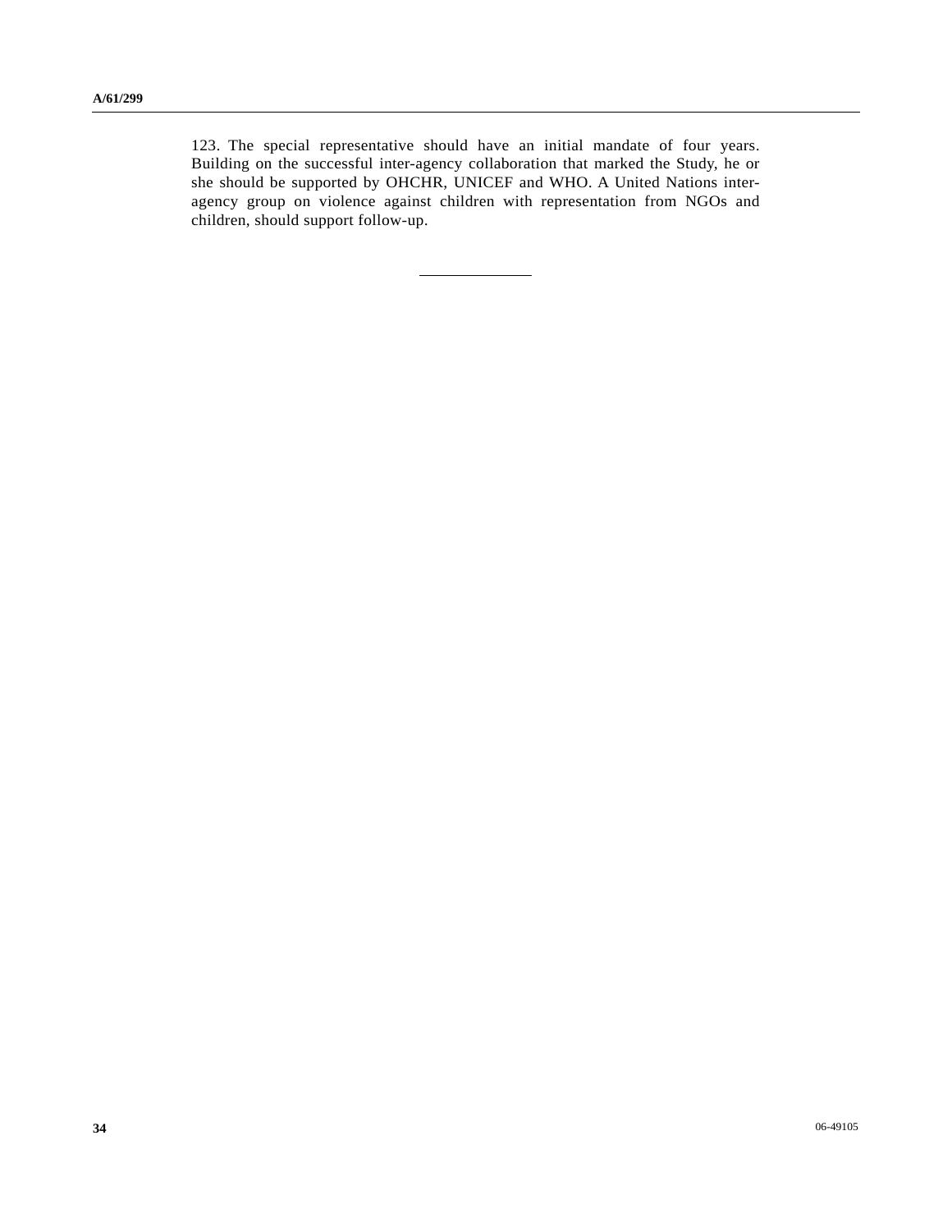123. The special representative should have an initial mandate of four years. Building on the successful inter-agency collaboration that marked the Study, he or she should be supported by OHCHR, UNICEF and WHO. A United Nations inter-agency group on violence against children with representation from NGOs and children, should support follow-up.